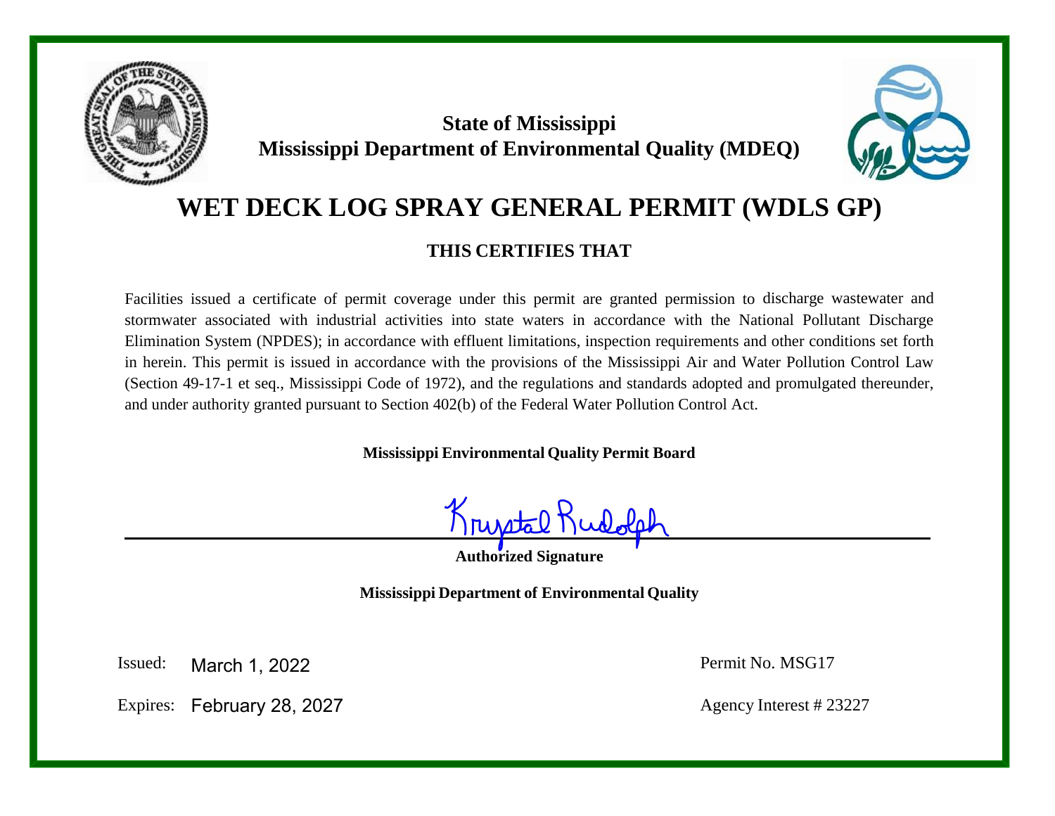**State of Mississippi**
**Mississippi Department of Environmental Quality (MDEQ)**

# WET DECK LOG SPRAY GENERAL PERMIT (WDLS GP)

## THIS CERTIFIES THAT

Facilities issued a certificate of permit coverage under this permit are granted permission to discharge wastewater and stormwater associated with industrial activities into state waters in accordance with the National Pollutant Discharge Elimination System (NPDES); in accordance with effluent limitations, inspection requirements and other conditions set forth in herein. This permit is issued in accordance with the provisions of the Mississippi Air and Water Pollution Control Law (Section 49-17-1 et seq., Mississippi Code of 1972), and the regulations and standards adopted and promulgated thereunder, and under authority granted pursuant to Section 402(b) of the Federal Water Pollution Control Act.

**Mississippi Environmental Quality Permit Board**

Krystal Rudolph

**Authorized Signature**

**Mississippi Department of Environmental Quality**

Issued: March 1, 2022

Expires: February 28, 2027

Permit No. MSG17

Agency Interest # 23227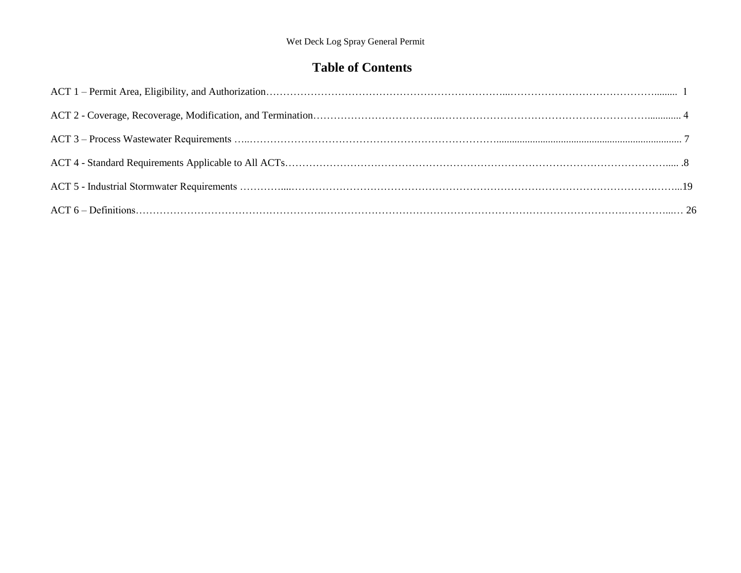# Table of Contents

ACT 1 – Permit Area, Eligibility, and Authorization........ 1

ACT 2 - Coverage, Recoverage, Modification, and Termination........ 4

ACT 3 – Process Wastewater Requirements ........ 7

ACT 4 - Standard Requirements Applicable to All ACTs........ 8

ACT 5 - Industrial Stormwater Requirements ........ 19

ACT 6 – Definitions........ 26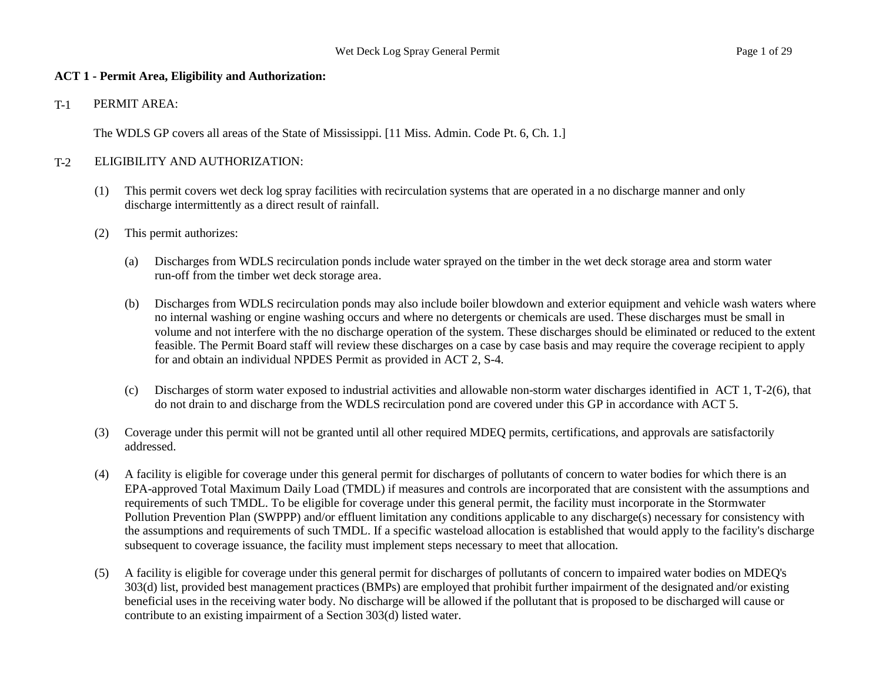**ACT 1 - Permit Area, Eligibility and Authorization:**

T-1 PERMIT AREA:

The WDLS GP covers all areas of the State of Mississippi. [11 Miss. Admin. Code Pt. 6, Ch. 1.]

T-2 ELIGIBILITY AND AUTHORIZATION:

(1) This permit covers wet deck log spray facilities with recirculation systems that are operated in a no discharge manner and only discharge intermittently as a direct result of rainfall.

(2) This permit authorizes:

(a) Discharges from WDLS recirculation ponds include water sprayed on the timber in the wet deck storage area and storm water run-off from the timber wet deck storage area.

(b) Discharges from WDLS recirculation ponds may also include boiler blowdown and exterior equipment and vehicle wash waters where no internal washing or engine washing occurs and where no detergents or chemicals are used. These discharges must be small in volume and not interfere with the no discharge operation of the system. These discharges should be eliminated or reduced to the extent feasible. The Permit Board staff will review these discharges on a case by case basis and may require the coverage recipient to apply for and obtain an individual NPDES Permit as provided in ACT 2, S-4.

(c) Discharges of storm water exposed to industrial activities and allowable non-storm water discharges identified in ACT 1, T-2(6), that do not drain to and discharge from the WDLS recirculation pond are covered under this GP in accordance with ACT 5.

(3) Coverage under this permit will not be granted until all other required MDEQ permits, certifications, and approvals are satisfactorily addressed.

(4) A facility is eligible for coverage under this general permit for discharges of pollutants of concern to water bodies for which there is an EPA-approved Total Maximum Daily Load (TMDL) if measures and controls are incorporated that are consistent with the assumptions and requirements of such TMDL. To be eligible for coverage under this general permit, the facility must incorporate in the Stormwater Pollution Prevention Plan (SWPPP) and/or effluent limitation any conditions applicable to any discharge(s) necessary for consistency with the assumptions and requirements of such TMDL. If a specific wasteload allocation is established that would apply to the facility's discharge subsequent to coverage issuance, the facility must implement steps necessary to meet that allocation.

(5) A facility is eligible for coverage under this general permit for discharges of pollutants of concern to impaired water bodies on MDEQ's 303(d) list, provided best management practices (BMPs) are employed that prohibit further impairment of the designated and/or existing beneficial uses in the receiving water body. No discharge will be allowed if the pollutant that is proposed to be discharged will cause or contribute to an existing impairment of a Section 303(d) listed water.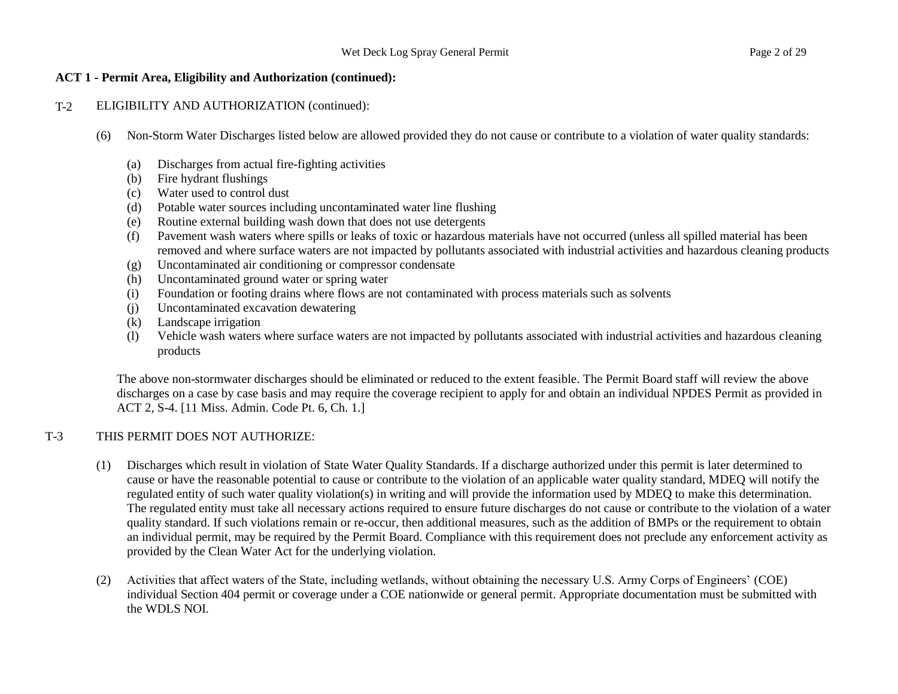**ACT 1 - Permit Area, Eligibility and Authorization (continued):**

T-2 ELIGIBILITY AND AUTHORIZATION (continued):

(6) Non-Storm Water Discharges listed below are allowed provided they do not cause or contribute to a violation of water quality standards:

(a) Discharges from actual fire-fighting activities
(b) Fire hydrant flushings
(c) Water used to control dust
(d) Potable water sources including uncontaminated water line flushing
(e) Routine external building wash down that does not use detergents
(f) Pavement wash waters where spills or leaks of toxic or hazardous materials have not occurred (unless all spilled material has been removed and where surface waters are not impacted by pollutants associated with industrial activities and hazardous cleaning products
(g) Uncontaminated air conditioning or compressor condensate
(h) Uncontaminated ground water or spring water
(i) Foundation or footing drains where flows are not contaminated with process materials such as solvents
(j) Uncontaminated excavation dewatering
(k) Landscape irrigation
(l) Vehicle wash waters where surface waters are not impacted by pollutants associated with industrial activities and hazardous cleaning products

The above non-stormwater discharges should be eliminated or reduced to the extent feasible. The Permit Board staff will review the above discharges on a case by case basis and may require the coverage recipient to apply for and obtain an individual NPDES Permit as provided in ACT 2, S-4. [11 Miss. Admin. Code Pt. 6, Ch. 1.]

T-3 THIS PERMIT DOES NOT AUTHORIZE:

(1) Discharges which result in violation of State Water Quality Standards. If a discharge authorized under this permit is later determined to cause or have the reasonable potential to cause or contribute to the violation of an applicable water quality standard, MDEQ will notify the regulated entity of such water quality violation(s) in writing and will provide the information used by MDEQ to make this determination. The regulated entity must take all necessary actions required to ensure future discharges do not cause or contribute to the violation of a water quality standard. If such violations remain or re-occur, then additional measures, such as the addition of BMPs or the requirement to obtain an individual permit, may be required by the Permit Board. Compliance with this requirement does not preclude any enforcement activity as provided by the Clean Water Act for the underlying violation.

(2) Activities that affect waters of the State, including wetlands, without obtaining the necessary U.S. Army Corps of Engineers' (COE) individual Section 404 permit or coverage under a COE nationwide or general permit. Appropriate documentation must be submitted with the WDLS NOI.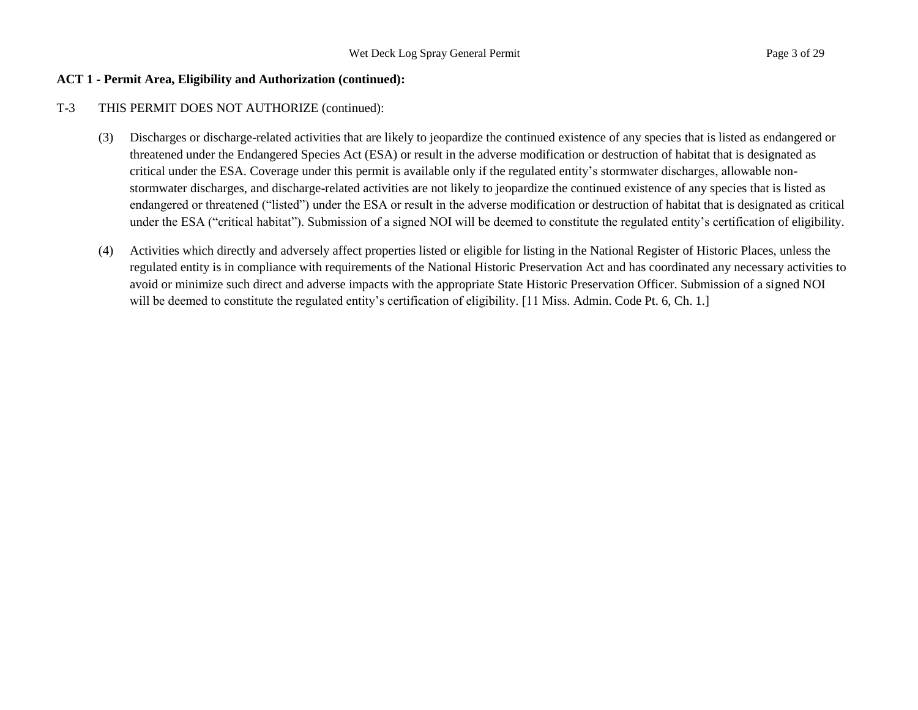**ACT 1 - Permit Area, Eligibility and Authorization (continued):**

T-3 THIS PERMIT DOES NOT AUTHORIZE (continued):

(3) Discharges or discharge-related activities that are likely to jeopardize the continued existence of any species that is listed as endangered or threatened under the Endangered Species Act (ESA) or result in the adverse modification or destruction of habitat that is designated as critical under the ESA. Coverage under this permit is available only if the regulated entity's stormwater discharges, allowable non-stormwater discharges, and discharge-related activities are not likely to jeopardize the continued existence of any species that is listed as endangered or threatened ("listed") under the ESA or result in the adverse modification or destruction of habitat that is designated as critical under the ESA ("critical habitat"). Submission of a signed NOI will be deemed to constitute the regulated entity's certification of eligibility.

(4) Activities which directly and adversely affect properties listed or eligible for listing in the National Register of Historic Places, unless the regulated entity is in compliance with requirements of the National Historic Preservation Act and has coordinated any necessary activities to avoid or minimize such direct and adverse impacts with the appropriate State Historic Preservation Officer. Submission of a signed NOI will be deemed to constitute the regulated entity's certification of eligibility. [11 Miss. Admin. Code Pt. 6, Ch. 1.]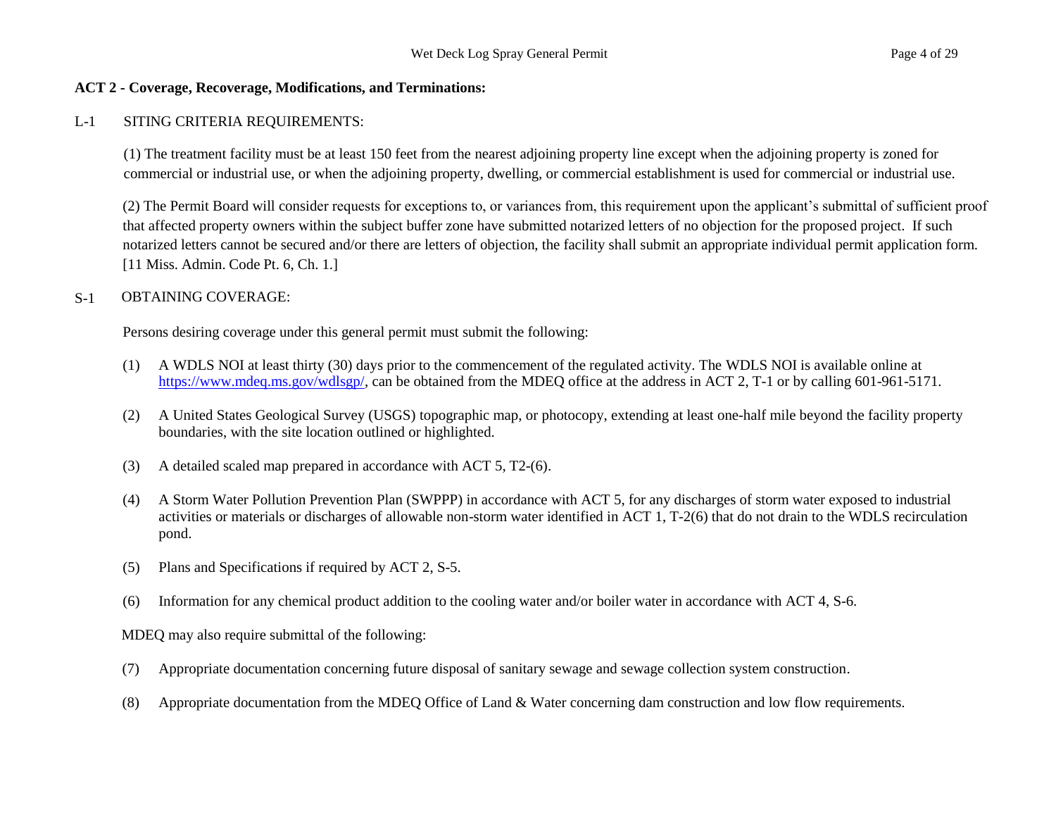**ACT 2 - Coverage, Recoverage, Modifications, and Terminations:**

L-1 SITING CRITERIA REQUIREMENTS:

(1) The treatment facility must be at least 150 feet from the nearest adjoining property line except when the adjoining property is zoned for commercial or industrial use, or when the adjoining property, dwelling, or commercial establishment is used for commercial or industrial use.

(2) The Permit Board will consider requests for exceptions to, or variances from, this requirement upon the applicant's submittal of sufficient proof that affected property owners within the subject buffer zone have submitted notarized letters of no objection for the proposed project. If such notarized letters cannot be secured and/or there are letters of objection, the facility shall submit an appropriate individual permit application form. [11 Miss. Admin. Code Pt. 6, Ch. 1.]

S-1 OBTAINING COVERAGE:

Persons desiring coverage under this general permit must submit the following:

(1) A WDLS NOI at least thirty (30) days prior to the commencement of the regulated activity. The WDLS NOI is available online at https://www.mdeq.ms.gov/wdlsgp/, can be obtained from the MDEQ office at the address in ACT 2, T-1 or by calling 601-961-5171.

(2) A United States Geological Survey (USGS) topographic map, or photocopy, extending at least one-half mile beyond the facility property boundaries, with the site location outlined or highlighted.

(3) A detailed scaled map prepared in accordance with ACT 5, T2-(6).

(4) A Storm Water Pollution Prevention Plan (SWPPP) in accordance with ACT 5, for any discharges of storm water exposed to industrial activities or materials or discharges of allowable non-storm water identified in ACT 1, T-2(6) that do not drain to the WDLS recirculation pond.

(5) Plans and Specifications if required by ACT 2, S-5.

(6) Information for any chemical product addition to the cooling water and/or boiler water in accordance with ACT 4, S-6.

MDEQ may also require submittal of the following:

(7) Appropriate documentation concerning future disposal of sanitary sewage and sewage collection system construction.

(8) Appropriate documentation from the MDEQ Office of Land & Water concerning dam construction and low flow requirements.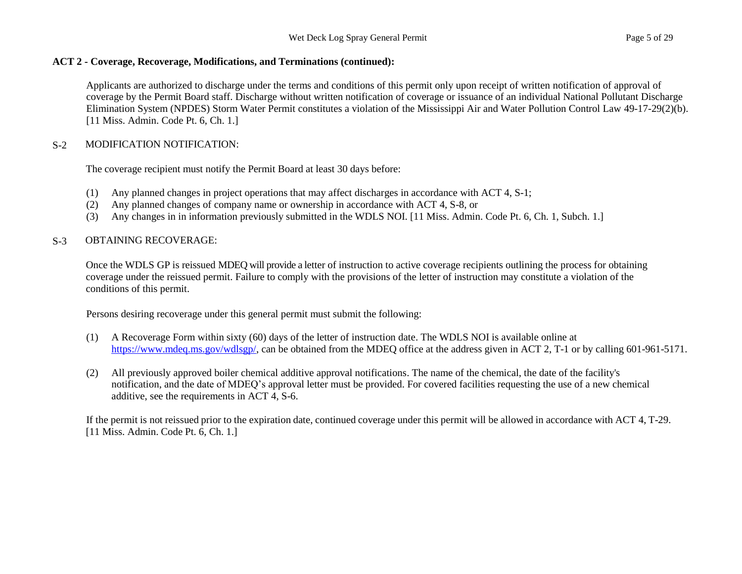**ACT 2 - Coverage, Recoverage, Modifications, and Terminations (continued):**

Applicants are authorized to discharge under the terms and conditions of this permit only upon receipt of written notification of approval of coverage by the Permit Board staff. Discharge without written notification of coverage or issuance of an individual National Pollutant Discharge Elimination System (NPDES) Storm Water Permit constitutes a violation of the Mississippi Air and Water Pollution Control Law 49-17-29(2)(b). [11 Miss. Admin. Code Pt. 6, Ch. 1.]

S-2 MODIFICATION NOTIFICATION:

The coverage recipient must notify the Permit Board at least 30 days before:

(1) Any planned changes in project operations that may affect discharges in accordance with ACT 4, S-1;
(2) Any planned changes of company name or ownership in accordance with ACT 4, S-8, or
(3) Any changes in in information previously submitted in the WDLS NOI. [11 Miss. Admin. Code Pt. 6, Ch. 1, Subch. 1.]

S-3 OBTAINING RECOVERAGE:

Once the WDLS GP is reissued MDEQ will provide a letter of instruction to active coverage recipients outlining the process for obtaining coverage under the reissued permit. Failure to comply with the provisions of the letter of instruction may constitute a violation of the conditions of this permit.

Persons desiring recoverage under this general permit must submit the following:

(1) A Recoverage Form within sixty (60) days of the letter of instruction date. The WDLS NOI is available online at https://www.mdeq.ms.gov/wdlsgp/, can be obtained from the MDEQ office at the address given in ACT 2, T-1 or by calling 601-961-5171.

(2) All previously approved boiler chemical additive approval notifications. The name of the chemical, the date of the facility's notification, and the date of MDEQ's approval letter must be provided. For covered facilities requesting the use of a new chemical additive, see the requirements in ACT 4, S-6.

If the permit is not reissued prior to the expiration date, continued coverage under this permit will be allowed in accordance with ACT 4, T-29. [11 Miss. Admin. Code Pt. 6, Ch. 1.]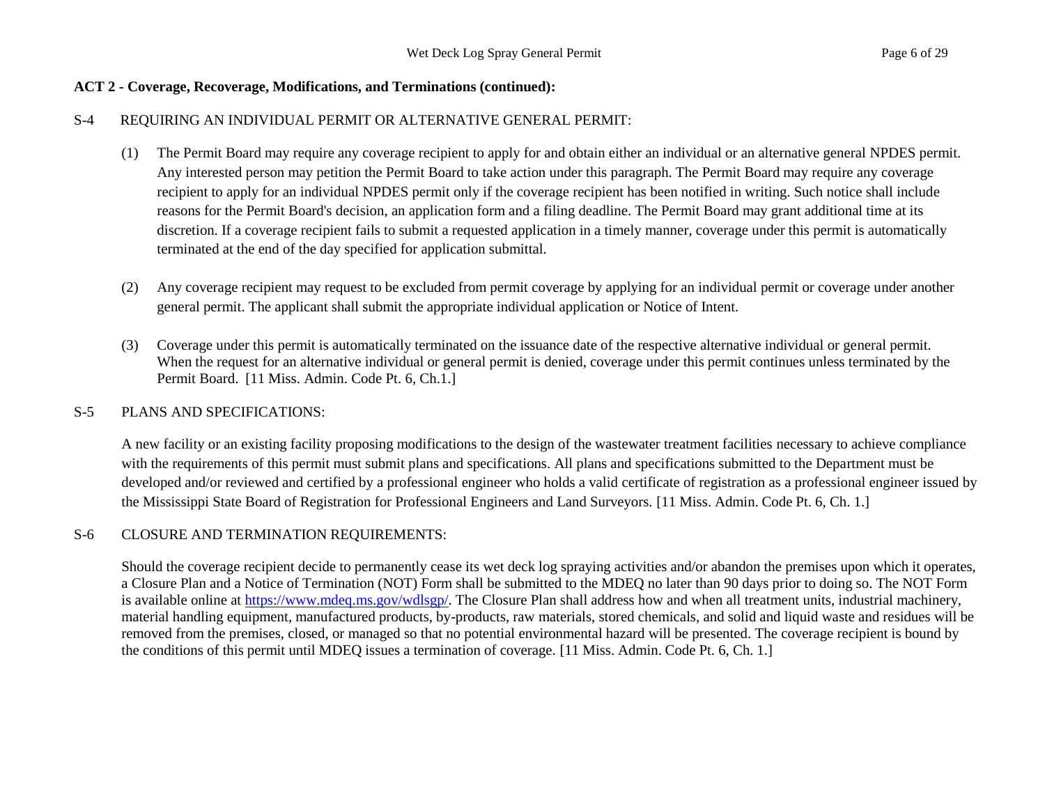**ACT 2 - Coverage, Recoverage, Modifications, and Terminations (continued):**

S-4 REQUIRING AN INDIVIDUAL PERMIT OR ALTERNATIVE GENERAL PERMIT:

(1) The Permit Board may require any coverage recipient to apply for and obtain either an individual or an alternative general NPDES permit. Any interested person may petition the Permit Board to take action under this paragraph. The Permit Board may require any coverage recipient to apply for an individual NPDES permit only if the coverage recipient has been notified in writing. Such notice shall include reasons for the Permit Board's decision, an application form and a filing deadline. The Permit Board may grant additional time at its discretion. If a coverage recipient fails to submit a requested application in a timely manner, coverage under this permit is automatically terminated at the end of the day specified for application submittal.

(2) Any coverage recipient may request to be excluded from permit coverage by applying for an individual permit or coverage under another general permit. The applicant shall submit the appropriate individual application or Notice of Intent.

(3) Coverage under this permit is automatically terminated on the issuance date of the respective alternative individual or general permit. When the request for an alternative individual or general permit is denied, coverage under this permit continues unless terminated by the Permit Board. [11 Miss. Admin. Code Pt. 6, Ch.1.]

S-5 PLANS AND SPECIFICATIONS:

A new facility or an existing facility proposing modifications to the design of the wastewater treatment facilities necessary to achieve compliance with the requirements of this permit must submit plans and specifications. All plans and specifications submitted to the Department must be developed and/or reviewed and certified by a professional engineer who holds a valid certificate of registration as a professional engineer issued by the Mississippi State Board of Registration for Professional Engineers and Land Surveyors. [11 Miss. Admin. Code Pt. 6, Ch. 1.]

S-6 CLOSURE AND TERMINATION REQUIREMENTS:

Should the coverage recipient decide to permanently cease its wet deck log spraying activities and/or abandon the premises upon which it operates, a Closure Plan and a Notice of Termination (NOT) Form shall be submitted to the MDEQ no later than 90 days prior to doing so. The NOT Form is available online at https://www.mdeq.ms.gov/wdlsgp/. The Closure Plan shall address how and when all treatment units, industrial machinery, material handling equipment, manufactured products, by-products, raw materials, stored chemicals, and solid and liquid waste and residues will be removed from the premises, closed, or managed so that no potential environmental hazard will be presented. The coverage recipient is bound by the conditions of this permit until MDEQ issues a termination of coverage. [11 Miss. Admin. Code Pt. 6, Ch. 1.]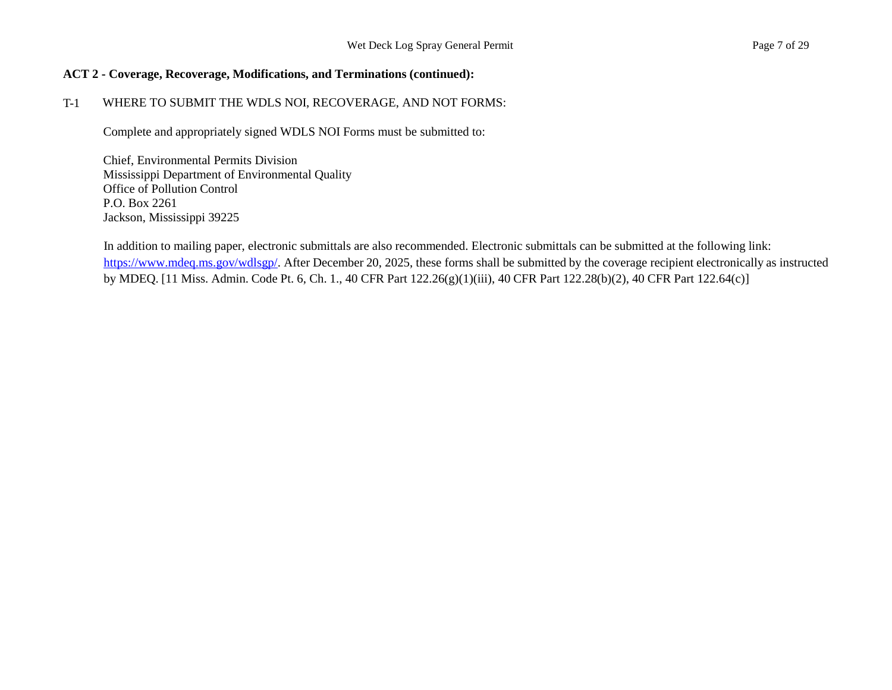**ACT 2 - Coverage, Recoverage, Modifications, and Terminations (continued):**

T-1 WHERE TO SUBMIT THE WDLS NOI, RECOVERAGE, AND NOT FORMS:

Complete and appropriately signed WDLS NOI Forms must be submitted to:

Chief, Environmental Permits Division
Mississippi Department of Environmental Quality
Office of Pollution Control
P.O. Box 2261
Jackson, Mississippi 39225

In addition to mailing paper, electronic submittals are also recommended. Electronic submittals can be submitted at the following link: https://www.mdeq.ms.gov/wdlsgp/. After December 20, 2025, these forms shall be submitted by the coverage recipient electronically as instructed by MDEQ. [11 Miss. Admin. Code Pt. 6, Ch. 1., 40 CFR Part 122.26(g)(1)(iii), 40 CFR Part 122.28(b)(2), 40 CFR Part 122.64(c)]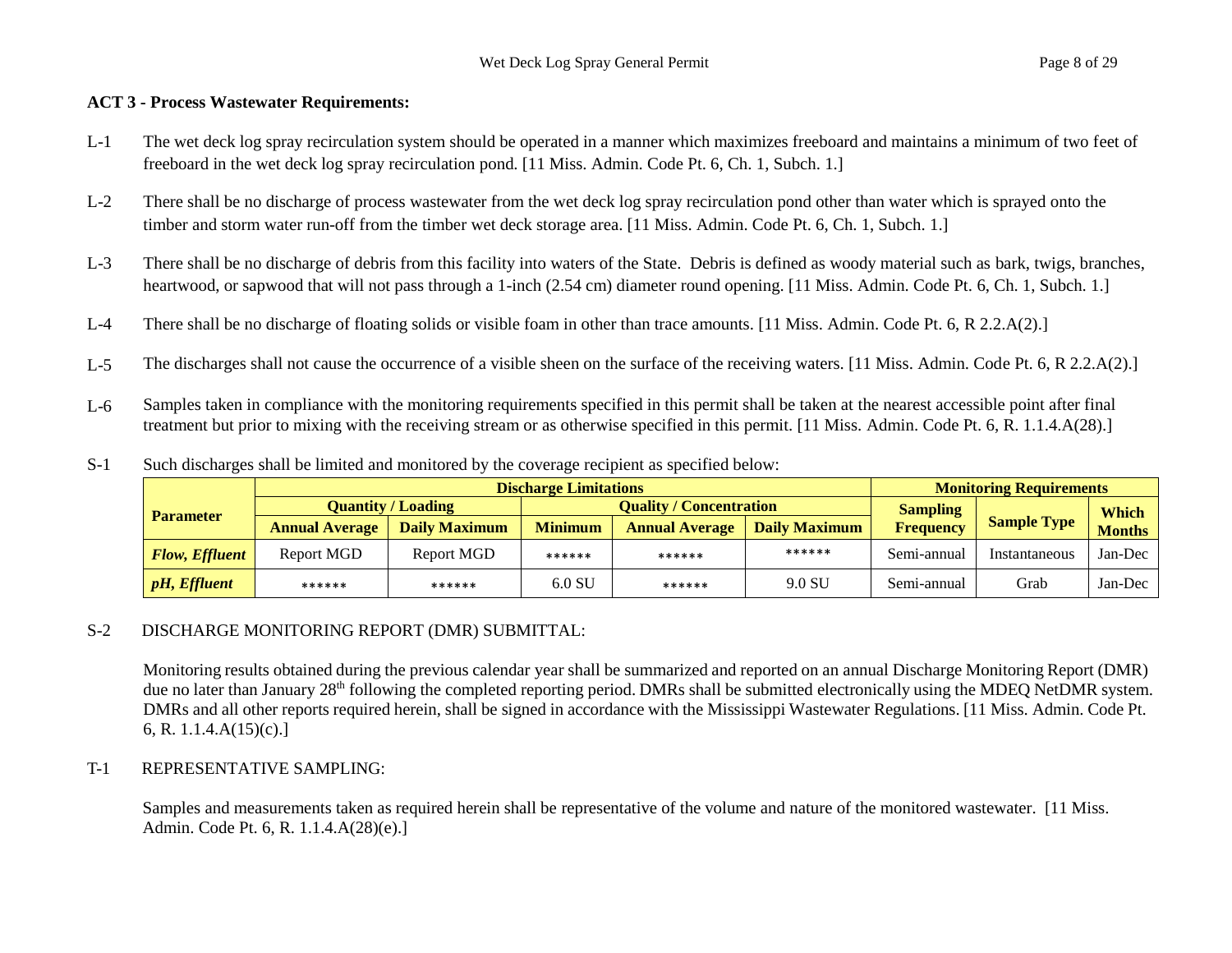**ACT 3 - Process Wastewater Requirements:**

L-1 The wet deck log spray recirculation system should be operated in a manner which maximizes freeboard and maintains a minimum of two feet of freeboard in the wet deck log spray recirculation pond. [11 Miss. Admin. Code Pt. 6, Ch. 1, Subch. 1.]

L-2 There shall be no discharge of process wastewater from the wet deck log spray recirculation pond other than water which is sprayed onto the timber and storm water run-off from the timber wet deck storage area. [11 Miss. Admin. Code Pt. 6, Ch. 1, Subch. 1.]

L-3 There shall be no discharge of debris from this facility into waters of the State. Debris is defined as woody material such as bark, twigs, branches, heartwood, or sapwood that will not pass through a 1-inch (2.54 cm) diameter round opening. [11 Miss. Admin. Code Pt. 6, Ch. 1, Subch. 1.]

L-4 There shall be no discharge of floating solids or visible foam in other than trace amounts. [11 Miss. Admin. Code Pt. 6, R 2.2.A(2).]

L-5 The discharges shall not cause the occurrence of a visible sheen on the surface of the receiving waters. [11 Miss. Admin. Code Pt. 6, R 2.2.A(2).]

L-6 Samples taken in compliance with the monitoring requirements specified in this permit shall be taken at the nearest accessible point after final treatment but prior to mixing with the receiving stream or as otherwise specified in this permit. [11 Miss. Admin. Code Pt. 6, R. 1.1.4.A(28).]

S-1 Such discharges shall be limited and monitored by the coverage recipient as specified below:

| Parameter | Discharge Limitations | | | | | Monitoring Requirements | | |
|---|---|---|---|---|---|---|---|---|
| | Quantity / Loading | | Quality / Concentration | | | Sampling Frequency | Sample Type | Which Months |
| | Annual Average | Daily Maximum | Minimum | Annual Average | Daily Maximum | | | |
| ***Flow, Effluent*** | Report MGD | Report MGD | ****** | ****** | ****** | Semi-annual | Instantaneous | Jan-Dec |
| ***pH, Effluent*** | ****** | ****** | 6.0 SU | ****** | 9.0 SU | Semi-annual | Grab | Jan-Dec |

S-2 DISCHARGE MONITORING REPORT (DMR) SUBMITTAL:

Monitoring results obtained during the previous calendar year shall be summarized and reported on an annual Discharge Monitoring Report (DMR) due no later than January 28th following the completed reporting period. DMRs shall be submitted electronically using the MDEQ NetDMR system. DMRs and all other reports required herein, shall be signed in accordance with the Mississippi Wastewater Regulations. [11 Miss. Admin. Code Pt. 6, R. 1.1.4.A(15)(c).]

T-1 REPRESENTATIVE SAMPLING:

Samples and measurements taken as required herein shall be representative of the volume and nature of the monitored wastewater. [11 Miss. Admin. Code Pt. 6, R. 1.1.4.A(28)(e).]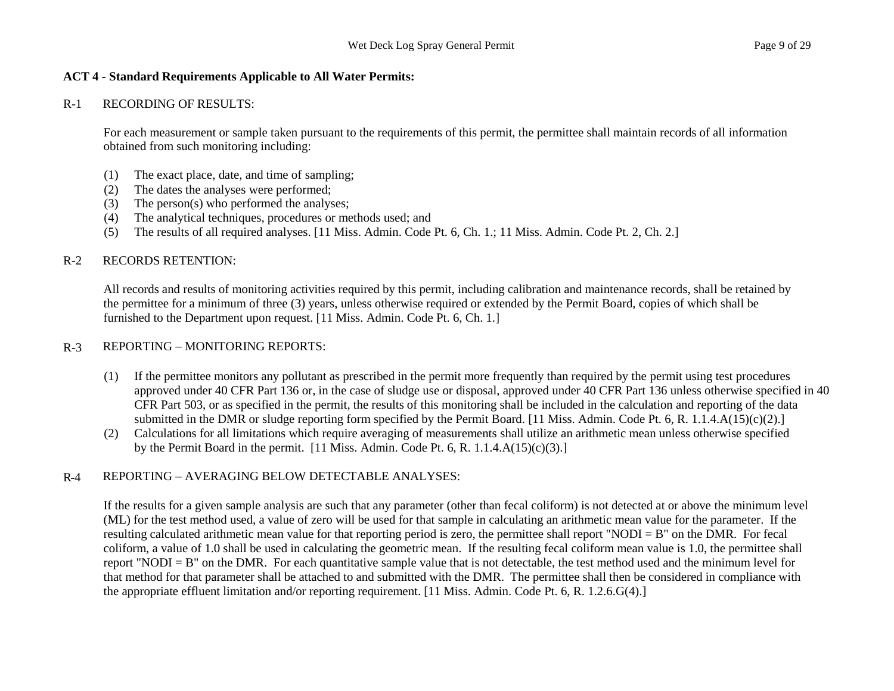**ACT 4 - Standard Requirements Applicable to All Water Permits:**

R-1 RECORDING OF RESULTS:

For each measurement or sample taken pursuant to the requirements of this permit, the permittee shall maintain records of all information obtained from such monitoring including:

(1) The exact place, date, and time of sampling;
(2) The dates the analyses were performed;
(3) The person(s) who performed the analyses;
(4) The analytical techniques, procedures or methods used; and
(5) The results of all required analyses. [11 Miss. Admin. Code Pt. 6, Ch. 1.; 11 Miss. Admin. Code Pt. 2, Ch. 2.]

R-2 RECORDS RETENTION:

All records and results of monitoring activities required by this permit, including calibration and maintenance records, shall be retained by the permittee for a minimum of three (3) years, unless otherwise required or extended by the Permit Board, copies of which shall be furnished to the Department upon request. [11 Miss. Admin. Code Pt. 6, Ch. 1.]

R-3 REPORTING – MONITORING REPORTS:

(1) If the permittee monitors any pollutant as prescribed in the permit more frequently than required by the permit using test procedures approved under 40 CFR Part 136 or, in the case of sludge use or disposal, approved under 40 CFR Part 136 unless otherwise specified in 40 CFR Part 503, or as specified in the permit, the results of this monitoring shall be included in the calculation and reporting of the data submitted in the DMR or sludge reporting form specified by the Permit Board. [11 Miss. Admin. Code Pt. 6, R. 1.1.4.A(15)(c)(2).]
(2) Calculations for all limitations which require averaging of measurements shall utilize an arithmetic mean unless otherwise specified by the Permit Board in the permit. [11 Miss. Admin. Code Pt. 6, R. 1.1.4.A(15)(c)(3).]

R-4 REPORTING – AVERAGING BELOW DETECTABLE ANALYSES:

If the results for a given sample analysis are such that any parameter (other than fecal coliform) is not detected at or above the minimum level (ML) for the test method used, a value of zero will be used for that sample in calculating an arithmetic mean value for the parameter. If the resulting calculated arithmetic mean value for that reporting period is zero, the permittee shall report "NODI = B" on the DMR. For fecal coliform, a value of 1.0 shall be used in calculating the geometric mean. If the resulting fecal coliform mean value is 1.0, the permittee shall report "NODI = B" on the DMR. For each quantitative sample value that is not detectable, the test method used and the minimum level for that method for that parameter shall be attached to and submitted with the DMR. The permittee shall then be considered in compliance with the appropriate effluent limitation and/or reporting requirement. [11 Miss. Admin. Code Pt. 6, R. 1.2.6.G(4).]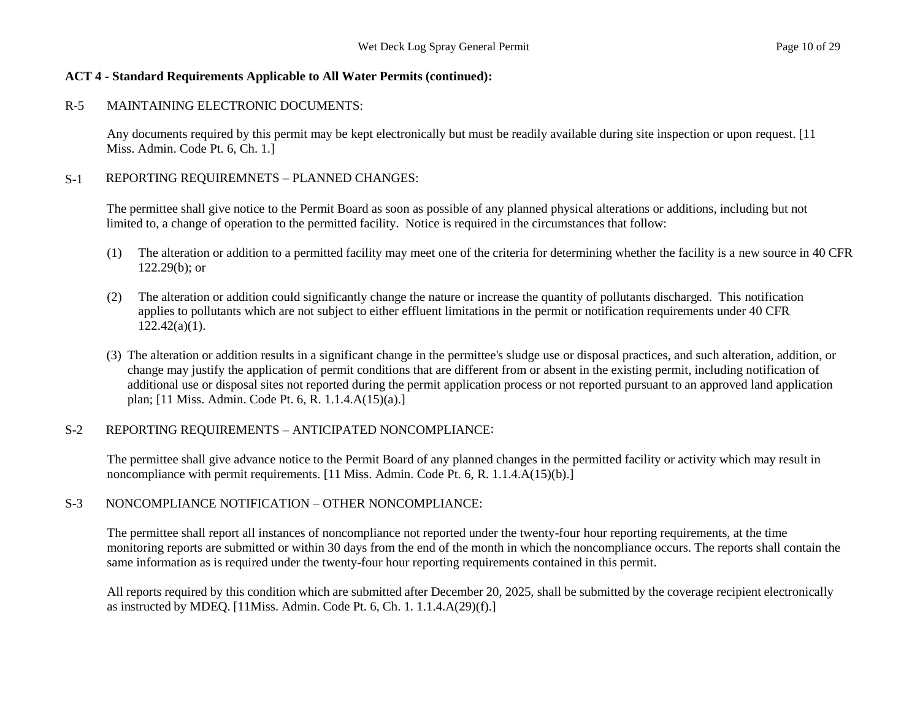**ACT 4 - Standard Requirements Applicable to All Water Permits (continued):**

R-5 MAINTAINING ELECTRONIC DOCUMENTS:

Any documents required by this permit may be kept electronically but must be readily available during site inspection or upon request. [11 Miss. Admin. Code Pt. 6, Ch. 1.]

S-1 REPORTING REQUIREMNETS – PLANNED CHANGES:

The permittee shall give notice to the Permit Board as soon as possible of any planned physical alterations or additions, including but not limited to, a change of operation to the permitted facility. Notice is required in the circumstances that follow:

(1) The alteration or addition to a permitted facility may meet one of the criteria for determining whether the facility is a new source in 40 CFR 122.29(b); or

(2) The alteration or addition could significantly change the nature or increase the quantity of pollutants discharged. This notification applies to pollutants which are not subject to either effluent limitations in the permit or notification requirements under 40 CFR 122.42(a)(1).

(3) The alteration or addition results in a significant change in the permittee's sludge use or disposal practices, and such alteration, addition, or change may justify the application of permit conditions that are different from or absent in the existing permit, including notification of additional use or disposal sites not reported during the permit application process or not reported pursuant to an approved land application plan; [11 Miss. Admin. Code Pt. 6, R. 1.1.4.A(15)(a).]

S-2 REPORTING REQUIREMENTS – ANTICIPATED NONCOMPLIANCE:

The permittee shall give advance notice to the Permit Board of any planned changes in the permitted facility or activity which may result in noncompliance with permit requirements. [11 Miss. Admin. Code Pt. 6, R. 1.1.4.A(15)(b).]

S-3 NONCOMPLIANCE NOTIFICATION – OTHER NONCOMPLIANCE:

The permittee shall report all instances of noncompliance not reported under the twenty-four hour reporting requirements, at the time monitoring reports are submitted or within 30 days from the end of the month in which the noncompliance occurs. The reports shall contain the same information as is required under the twenty-four hour reporting requirements contained in this permit.

All reports required by this condition which are submitted after December 20, 2025, shall be submitted by the coverage recipient electronically as instructed by MDEQ. [11Miss. Admin. Code Pt. 6, Ch. 1. 1.1.4.A(29)(f).]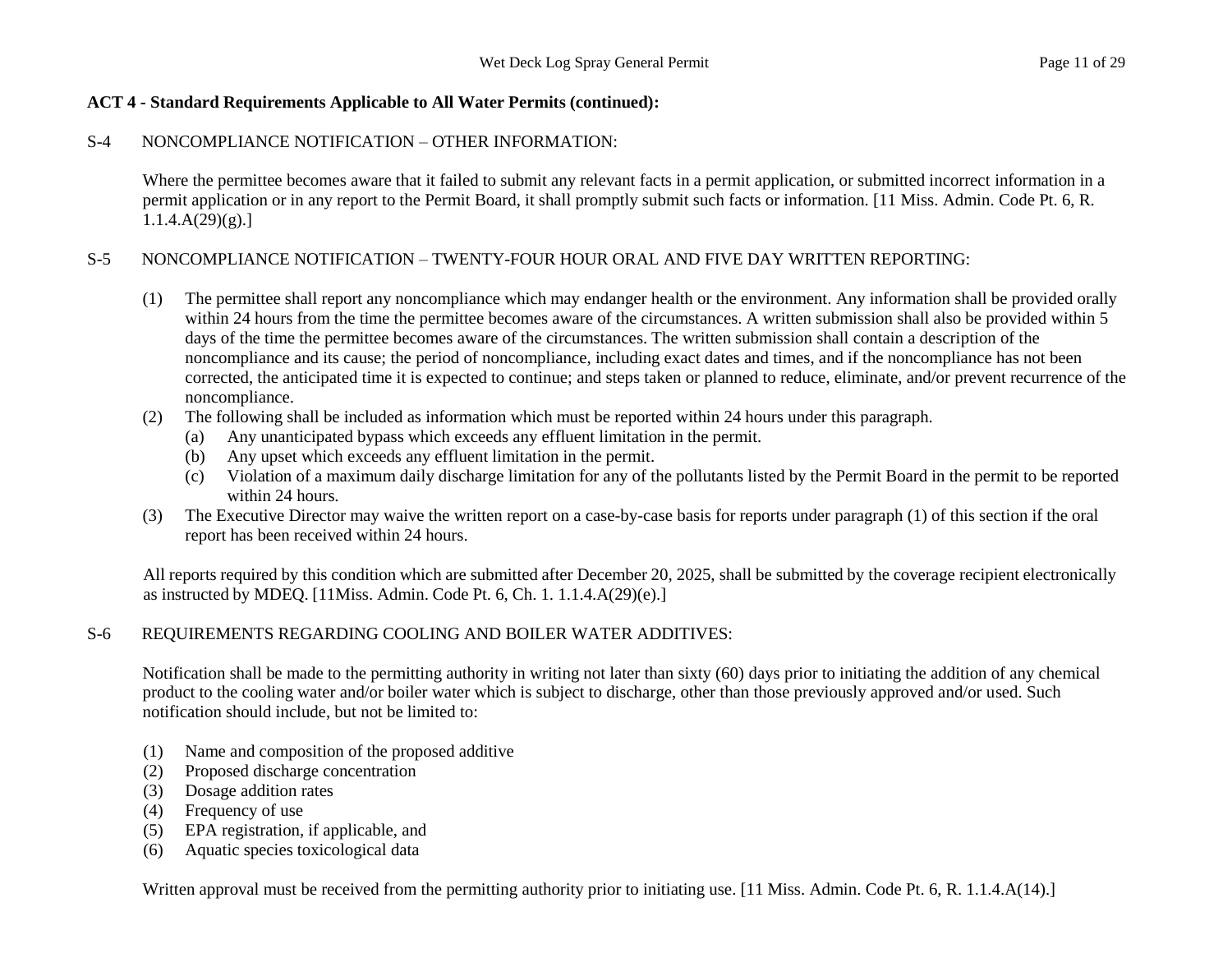**ACT 4 - Standard Requirements Applicable to All Water Permits (continued):**

S-4 NONCOMPLIANCE NOTIFICATION – OTHER INFORMATION:

Where the permittee becomes aware that it failed to submit any relevant facts in a permit application, or submitted incorrect information in a permit application or in any report to the Permit Board, it shall promptly submit such facts or information. [11 Miss. Admin. Code Pt. 6, R. 1.1.4.A(29)(g).]

S-5 NONCOMPLIANCE NOTIFICATION – TWENTY-FOUR HOUR ORAL AND FIVE DAY WRITTEN REPORTING:

(1) The permittee shall report any noncompliance which may endanger health or the environment. Any information shall be provided orally within 24 hours from the time the permittee becomes aware of the circumstances. A written submission shall also be provided within 5 days of the time the permittee becomes aware of the circumstances. The written submission shall contain a description of the noncompliance and its cause; the period of noncompliance, including exact dates and times, and if the noncompliance has not been corrected, the anticipated time it is expected to continue; and steps taken or planned to reduce, eliminate, and/or prevent recurrence of the noncompliance.

(2) The following shall be included as information which must be reported within 24 hours under this paragraph.
   (a) Any unanticipated bypass which exceeds any effluent limitation in the permit.
   (b) Any upset which exceeds any effluent limitation in the permit.
   (c) Violation of a maximum daily discharge limitation for any of the pollutants listed by the Permit Board in the permit to be reported within 24 hours.

(3) The Executive Director may waive the written report on a case-by-case basis for reports under paragraph (1) of this section if the oral report has been received within 24 hours.

All reports required by this condition which are submitted after December 20, 2025, shall be submitted by the coverage recipient electronically as instructed by MDEQ. [11Miss. Admin. Code Pt. 6, Ch. 1. 1.1.4.A(29)(e).]

S-6 REQUIREMENTS REGARDING COOLING AND BOILER WATER ADDITIVES:

Notification shall be made to the permitting authority in writing not later than sixty (60) days prior to initiating the addition of any chemical product to the cooling water and/or boiler water which is subject to discharge, other than those previously approved and/or used. Such notification should include, but not be limited to:

(1) Name and composition of the proposed additive
(2) Proposed discharge concentration
(3) Dosage addition rates
(4) Frequency of use
(5) EPA registration, if applicable, and
(6) Aquatic species toxicological data

Written approval must be received from the permitting authority prior to initiating use. [11 Miss. Admin. Code Pt. 6, R. 1.1.4.A(14).]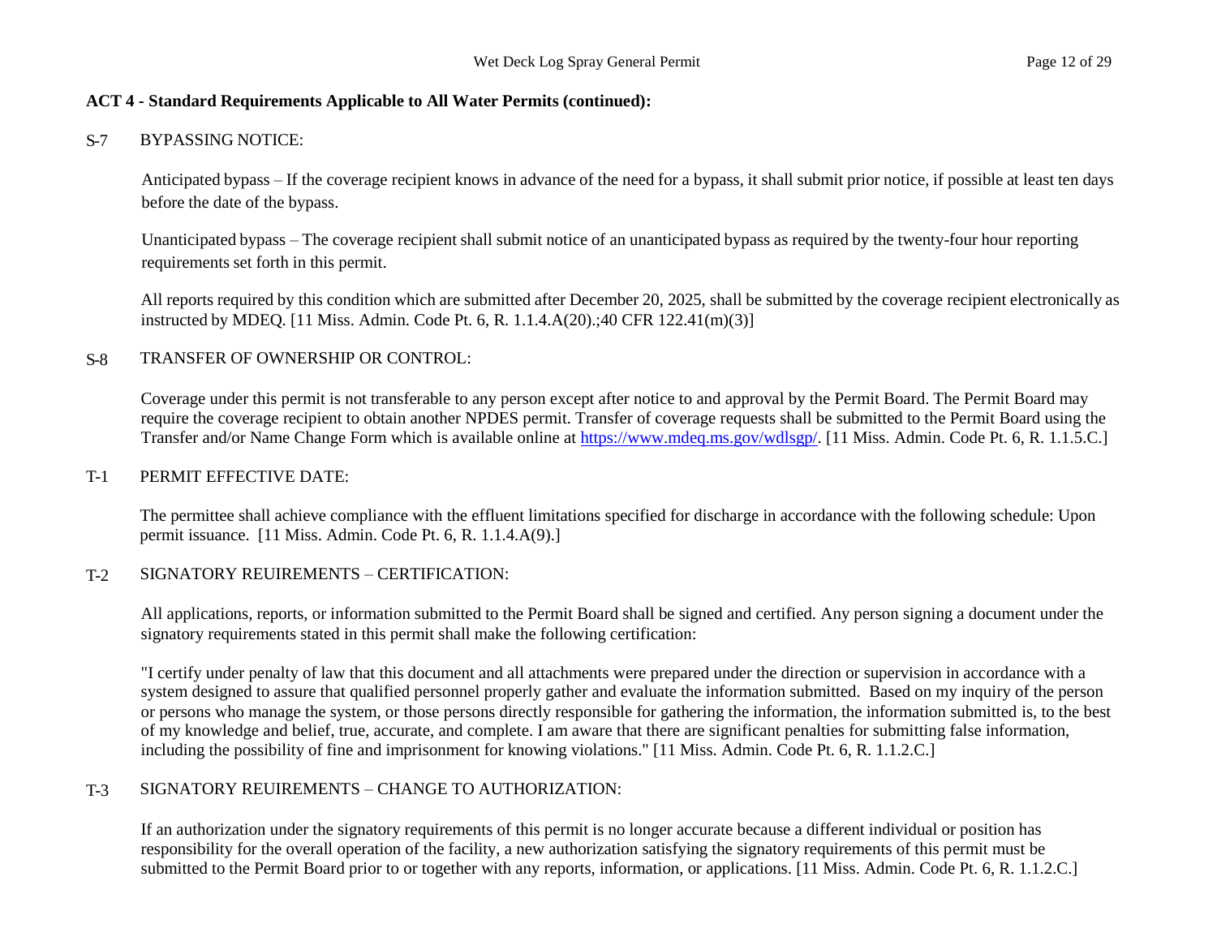**ACT 4 - Standard Requirements Applicable to All Water Permits (continued):**

S-7 BYPASSING NOTICE:

Anticipated bypass – If the coverage recipient knows in advance of the need for a bypass, it shall submit prior notice, if possible at least ten days before the date of the bypass.

Unanticipated bypass – The coverage recipient shall submit notice of an unanticipated bypass as required by the twenty-four hour reporting requirements set forth in this permit.

All reports required by this condition which are submitted after December 20, 2025, shall be submitted by the coverage recipient electronically as instructed by MDEQ. [11 Miss. Admin. Code Pt. 6, R. 1.1.4.A(20).;40 CFR 122.41(m)(3)]

S-8 TRANSFER OF OWNERSHIP OR CONTROL:

Coverage under this permit is not transferable to any person except after notice to and approval by the Permit Board. The Permit Board may require the coverage recipient to obtain another NPDES permit. Transfer of coverage requests shall be submitted to the Permit Board using the Transfer and/or Name Change Form which is available online at https://www.mdeq.ms.gov/wdlsgp/. [11 Miss. Admin. Code Pt. 6, R. 1.1.5.C.]

T-1 PERMIT EFFECTIVE DATE:

The permittee shall achieve compliance with the effluent limitations specified for discharge in accordance with the following schedule: Upon permit issuance. [11 Miss. Admin. Code Pt. 6, R. 1.1.4.A(9).]

T-2 SIGNATORY REUIREMENTS – CERTIFICATION:

All applications, reports, or information submitted to the Permit Board shall be signed and certified. Any person signing a document under the signatory requirements stated in this permit shall make the following certification:

"I certify under penalty of law that this document and all attachments were prepared under the direction or supervision in accordance with a system designed to assure that qualified personnel properly gather and evaluate the information submitted. Based on my inquiry of the person or persons who manage the system, or those persons directly responsible for gathering the information, the information submitted is, to the best of my knowledge and belief, true, accurate, and complete. I am aware that there are significant penalties for submitting false information, including the possibility of fine and imprisonment for knowing violations." [11 Miss. Admin. Code Pt. 6, R. 1.1.2.C.]

T-3 SIGNATORY REUIREMENTS – CHANGE TO AUTHORIZATION:

If an authorization under the signatory requirements of this permit is no longer accurate because a different individual or position has responsibility for the overall operation of the facility, a new authorization satisfying the signatory requirements of this permit must be submitted to the Permit Board prior to or together with any reports, information, or applications. [11 Miss. Admin. Code Pt. 6, R. 1.1.2.C.]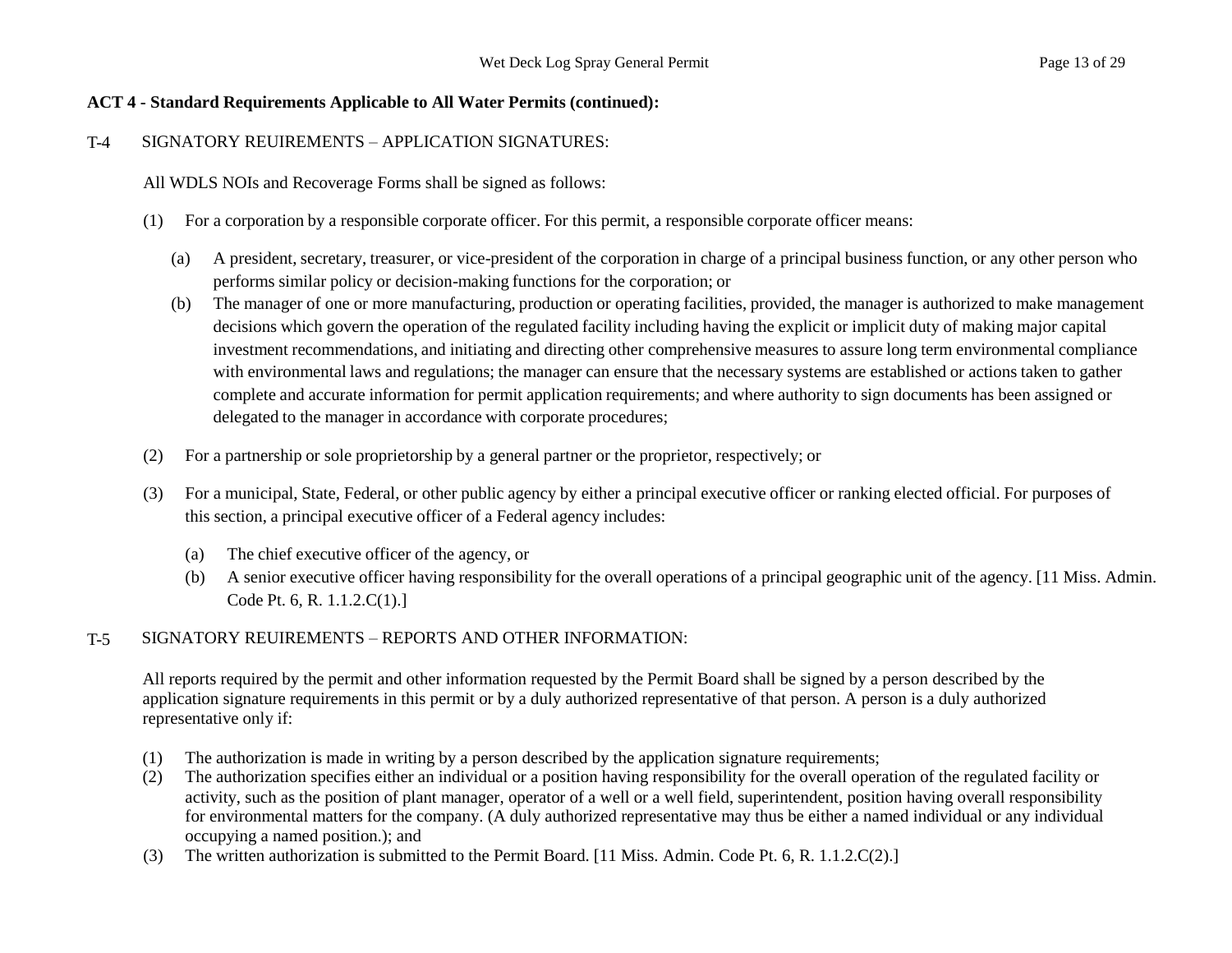**ACT 4 - Standard Requirements Applicable to All Water Permits (continued):**

T-4 SIGNATORY REUIREMENTS – APPLICATION SIGNATURES:

All WDLS NOIs and Recoverage Forms shall be signed as follows:

(1) For a corporation by a responsible corporate officer. For this permit, a responsible corporate officer means:

(a) A president, secretary, treasurer, or vice-president of the corporation in charge of a principal business function, or any other person who performs similar policy or decision-making functions for the corporation; or

(b) The manager of one or more manufacturing, production or operating facilities, provided, the manager is authorized to make management decisions which govern the operation of the regulated facility including having the explicit or implicit duty of making major capital investment recommendations, and initiating and directing other comprehensive measures to assure long term environmental compliance with environmental laws and regulations; the manager can ensure that the necessary systems are established or actions taken to gather complete and accurate information for permit application requirements; and where authority to sign documents has been assigned or delegated to the manager in accordance with corporate procedures;

(2) For a partnership or sole proprietorship by a general partner or the proprietor, respectively; or

(3) For a municipal, State, Federal, or other public agency by either a principal executive officer or ranking elected official. For purposes of this section, a principal executive officer of a Federal agency includes:

(a) The chief executive officer of the agency, or

(b) A senior executive officer having responsibility for the overall operations of a principal geographic unit of the agency. [11 Miss. Admin. Code Pt. 6, R. 1.1.2.C(1).]

T-5 SIGNATORY REUIREMENTS – REPORTS AND OTHER INFORMATION:

All reports required by the permit and other information requested by the Permit Board shall be signed by a person described by the application signature requirements in this permit or by a duly authorized representative of that person. A person is a duly authorized representative only if:

(1) The authorization is made in writing by a person described by the application signature requirements;

(2) The authorization specifies either an individual or a position having responsibility for the overall operation of the regulated facility or activity, such as the position of plant manager, operator of a well or a well field, superintendent, position having overall responsibility for environmental matters for the company. (A duly authorized representative may thus be either a named individual or any individual occupying a named position.); and

(3) The written authorization is submitted to the Permit Board. [11 Miss. Admin. Code Pt. 6, R. 1.1.2.C(2).]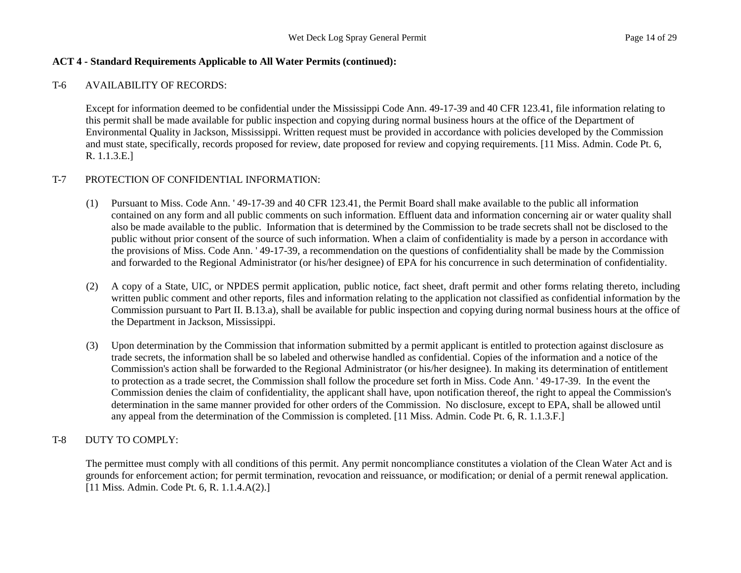**ACT 4 - Standard Requirements Applicable to All Water Permits (continued):**

T-6 AVAILABILITY OF RECORDS:

Except for information deemed to be confidential under the Mississippi Code Ann. 49-17-39 and 40 CFR 123.41, file information relating to this permit shall be made available for public inspection and copying during normal business hours at the office of the Department of Environmental Quality in Jackson, Mississippi. Written request must be provided in accordance with policies developed by the Commission and must state, specifically, records proposed for review, date proposed for review and copying requirements. [11 Miss. Admin. Code Pt. 6, R. 1.1.3.E.]

T-7 PROTECTION OF CONFIDENTIAL INFORMATION:

(1) Pursuant to Miss. Code Ann. ' 49-17-39 and 40 CFR 123.41, the Permit Board shall make available to the public all information contained on any form and all public comments on such information. Effluent data and information concerning air or water quality shall also be made available to the public. Information that is determined by the Commission to be trade secrets shall not be disclosed to the public without prior consent of the source of such information. When a claim of confidentiality is made by a person in accordance with the provisions of Miss. Code Ann. ' 49-17-39, a recommendation on the questions of confidentiality shall be made by the Commission and forwarded to the Regional Administrator (or his/her designee) of EPA for his concurrence in such determination of confidentiality.

(2) A copy of a State, UIC, or NPDES permit application, public notice, fact sheet, draft permit and other forms relating thereto, including written public comment and other reports, files and information relating to the application not classified as confidential information by the Commission pursuant to Part II. B.13.a), shall be available for public inspection and copying during normal business hours at the office of the Department in Jackson, Mississippi.

(3) Upon determination by the Commission that information submitted by a permit applicant is entitled to protection against disclosure as trade secrets, the information shall be so labeled and otherwise handled as confidential. Copies of the information and a notice of the Commission's action shall be forwarded to the Regional Administrator (or his/her designee). In making its determination of entitlement to protection as a trade secret, the Commission shall follow the procedure set forth in Miss. Code Ann. ' 49-17-39. In the event the Commission denies the claim of confidentiality, the applicant shall have, upon notification thereof, the right to appeal the Commission's determination in the same manner provided for other orders of the Commission. No disclosure, except to EPA, shall be allowed until any appeal from the determination of the Commission is completed. [11 Miss. Admin. Code Pt. 6, R. 1.1.3.F.]

T-8 DUTY TO COMPLY:

The permittee must comply with all conditions of this permit. Any permit noncompliance constitutes a violation of the Clean Water Act and is grounds for enforcement action; for permit termination, revocation and reissuance, or modification; or denial of a permit renewal application. [11 Miss. Admin. Code Pt. 6, R. 1.1.4.A(2).]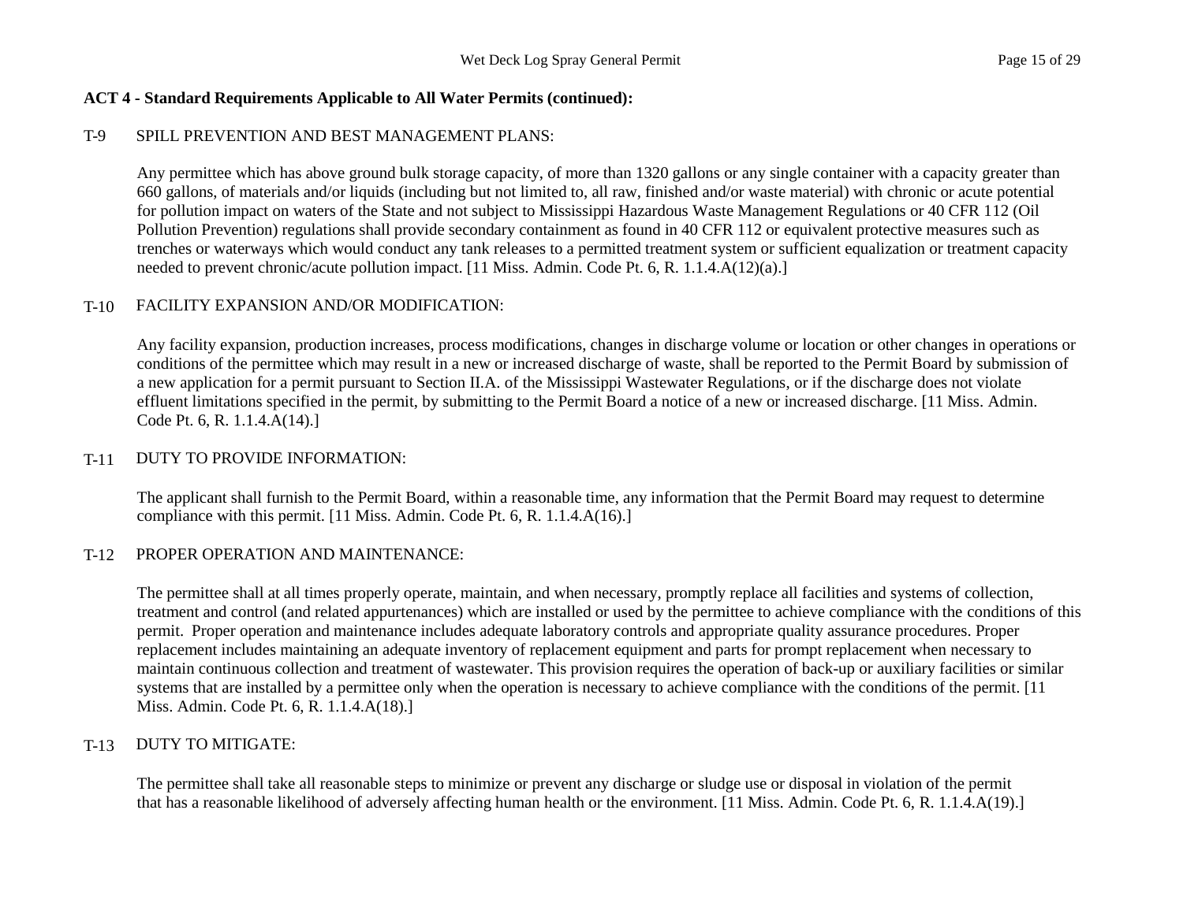**ACT 4 - Standard Requirements Applicable to All Water Permits (continued):**

T-9 SPILL PREVENTION AND BEST MANAGEMENT PLANS:

Any permittee which has above ground bulk storage capacity, of more than 1320 gallons or any single container with a capacity greater than 660 gallons, of materials and/or liquids (including but not limited to, all raw, finished and/or waste material) with chronic or acute potential for pollution impact on waters of the State and not subject to Mississippi Hazardous Waste Management Regulations or 40 CFR 112 (Oil Pollution Prevention) regulations shall provide secondary containment as found in 40 CFR 112 or equivalent protective measures such as trenches or waterways which would conduct any tank releases to a permitted treatment system or sufficient equalization or treatment capacity needed to prevent chronic/acute pollution impact. [11 Miss. Admin. Code Pt. 6, R. 1.1.4.A(12)(a).]

T-10 FACILITY EXPANSION AND/OR MODIFICATION:

Any facility expansion, production increases, process modifications, changes in discharge volume or location or other changes in operations or conditions of the permittee which may result in a new or increased discharge of waste, shall be reported to the Permit Board by submission of a new application for a permit pursuant to Section II.A. of the Mississippi Wastewater Regulations, or if the discharge does not violate effluent limitations specified in the permit, by submitting to the Permit Board a notice of a new or increased discharge. [11 Miss. Admin. Code Pt. 6, R. 1.1.4.A(14).]

T-11 DUTY TO PROVIDE INFORMATION:

The applicant shall furnish to the Permit Board, within a reasonable time, any information that the Permit Board may request to determine compliance with this permit. [11 Miss. Admin. Code Pt. 6, R. 1.1.4.A(16).]

T-12 PROPER OPERATION AND MAINTENANCE:

The permittee shall at all times properly operate, maintain, and when necessary, promptly replace all facilities and systems of collection, treatment and control (and related appurtenances) which are installed or used by the permittee to achieve compliance with the conditions of this permit. Proper operation and maintenance includes adequate laboratory controls and appropriate quality assurance procedures. Proper replacement includes maintaining an adequate inventory of replacement equipment and parts for prompt replacement when necessary to maintain continuous collection and treatment of wastewater. This provision requires the operation of back-up or auxiliary facilities or similar systems that are installed by a permittee only when the operation is necessary to achieve compliance with the conditions of the permit. [11 Miss. Admin. Code Pt. 6, R. 1.1.4.A(18).]

T-13 DUTY TO MITIGATE:

The permittee shall take all reasonable steps to minimize or prevent any discharge or sludge use or disposal in violation of the permit that has a reasonable likelihood of adversely affecting human health or the environment. [11 Miss. Admin. Code Pt. 6, R. 1.1.4.A(19).]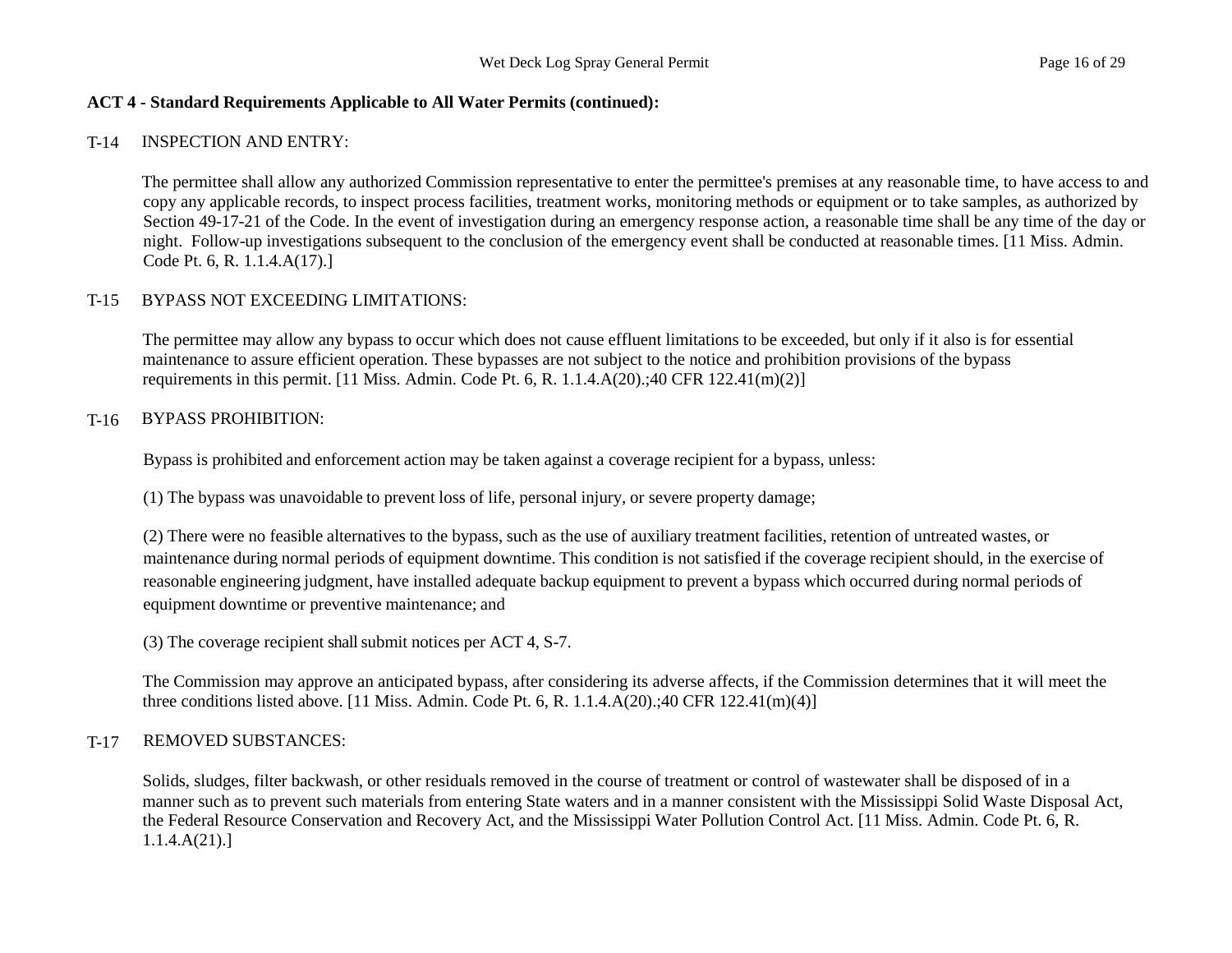**ACT 4 - Standard Requirements Applicable to All Water Permits (continued):**

T-14 INSPECTION AND ENTRY:

The permittee shall allow any authorized Commission representative to enter the permittee's premises at any reasonable time, to have access to and copy any applicable records, to inspect process facilities, treatment works, monitoring methods or equipment or to take samples, as authorized by Section 49-17-21 of the Code. In the event of investigation during an emergency response action, a reasonable time shall be any time of the day or night. Follow-up investigations subsequent to the conclusion of the emergency event shall be conducted at reasonable times. [11 Miss. Admin. Code Pt. 6, R. 1.1.4.A(17).]

T-15 BYPASS NOT EXCEEDING LIMITATIONS:

The permittee may allow any bypass to occur which does not cause effluent limitations to be exceeded, but only if it also is for essential maintenance to assure efficient operation. These bypasses are not subject to the notice and prohibition provisions of the bypass requirements in this permit. [11 Miss. Admin. Code Pt. 6, R. 1.1.4.A(20).;40 CFR 122.41(m)(2)]

T-16 BYPASS PROHIBITION:

Bypass is prohibited and enforcement action may be taken against a coverage recipient for a bypass, unless:

(1) The bypass was unavoidable to prevent loss of life, personal injury, or severe property damage;

(2) There were no feasible alternatives to the bypass, such as the use of auxiliary treatment facilities, retention of untreated wastes, or maintenance during normal periods of equipment downtime. This condition is not satisfied if the coverage recipient should, in the exercise of reasonable engineering judgment, have installed adequate backup equipment to prevent a bypass which occurred during normal periods of equipment downtime or preventive maintenance; and

(3) The coverage recipient shall submit notices per ACT 4, S-7.

The Commission may approve an anticipated bypass, after considering its adverse affects, if the Commission determines that it will meet the three conditions listed above. [11 Miss. Admin. Code Pt. 6, R. 1.1.4.A(20).;40 CFR 122.41(m)(4)]

T-17 REMOVED SUBSTANCES:

Solids, sludges, filter backwash, or other residuals removed in the course of treatment or control of wastewater shall be disposed of in a manner such as to prevent such materials from entering State waters and in a manner consistent with the Mississippi Solid Waste Disposal Act, the Federal Resource Conservation and Recovery Act, and the Mississippi Water Pollution Control Act. [11 Miss. Admin. Code Pt. 6, R. 1.1.4.A(21).]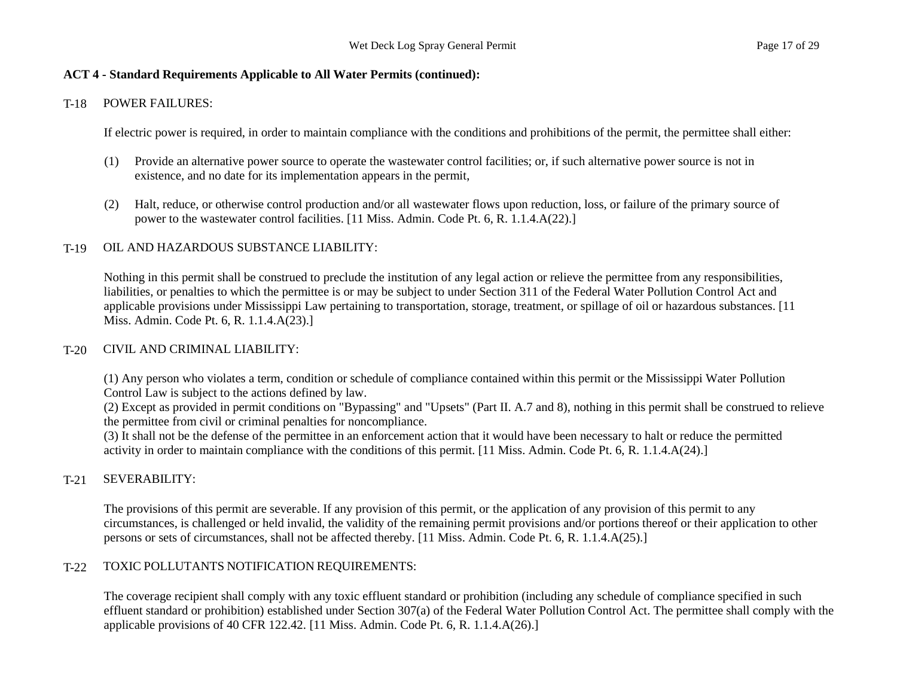**ACT 4 - Standard Requirements Applicable to All Water Permits (continued):**

T-18 POWER FAILURES:

If electric power is required, in order to maintain compliance with the conditions and prohibitions of the permit, the permittee shall either:

(1) Provide an alternative power source to operate the wastewater control facilities; or, if such alternative power source is not in existence, and no date for its implementation appears in the permit,

(2) Halt, reduce, or otherwise control production and/or all wastewater flows upon reduction, loss, or failure of the primary source of power to the wastewater control facilities. [11 Miss. Admin. Code Pt. 6, R. 1.1.4.A(22).]

T-19 OIL AND HAZARDOUS SUBSTANCE LIABILITY:

Nothing in this permit shall be construed to preclude the institution of any legal action or relieve the permittee from any responsibilities, liabilities, or penalties to which the permittee is or may be subject to under Section 311 of the Federal Water Pollution Control Act and applicable provisions under Mississippi Law pertaining to transportation, storage, treatment, or spillage of oil or hazardous substances. [11 Miss. Admin. Code Pt. 6, R. 1.1.4.A(23).]

T-20 CIVIL AND CRIMINAL LIABILITY:

(1) Any person who violates a term, condition or schedule of compliance contained within this permit or the Mississippi Water Pollution Control Law is subject to the actions defined by law.
(2) Except as provided in permit conditions on "Bypassing" and "Upsets" (Part II. A.7 and 8), nothing in this permit shall be construed to relieve the permittee from civil or criminal penalties for noncompliance.
(3) It shall not be the defense of the permittee in an enforcement action that it would have been necessary to halt or reduce the permitted activity in order to maintain compliance with the conditions of this permit. [11 Miss. Admin. Code Pt. 6, R. 1.1.4.A(24).]

T-21 SEVERABILITY:

The provisions of this permit are severable. If any provision of this permit, or the application of any provision of this permit to any circumstances, is challenged or held invalid, the validity of the remaining permit provisions and/or portions thereof or their application to other persons or sets of circumstances, shall not be affected thereby. [11 Miss. Admin. Code Pt. 6, R. 1.1.4.A(25).]

T-22 TOXIC POLLUTANTS NOTIFICATION REQUIREMENTS:

The coverage recipient shall comply with any toxic effluent standard or prohibition (including any schedule of compliance specified in such effluent standard or prohibition) established under Section 307(a) of the Federal Water Pollution Control Act. The permittee shall comply with the applicable provisions of 40 CFR 122.42. [11 Miss. Admin. Code Pt. 6, R. 1.1.4.A(26).]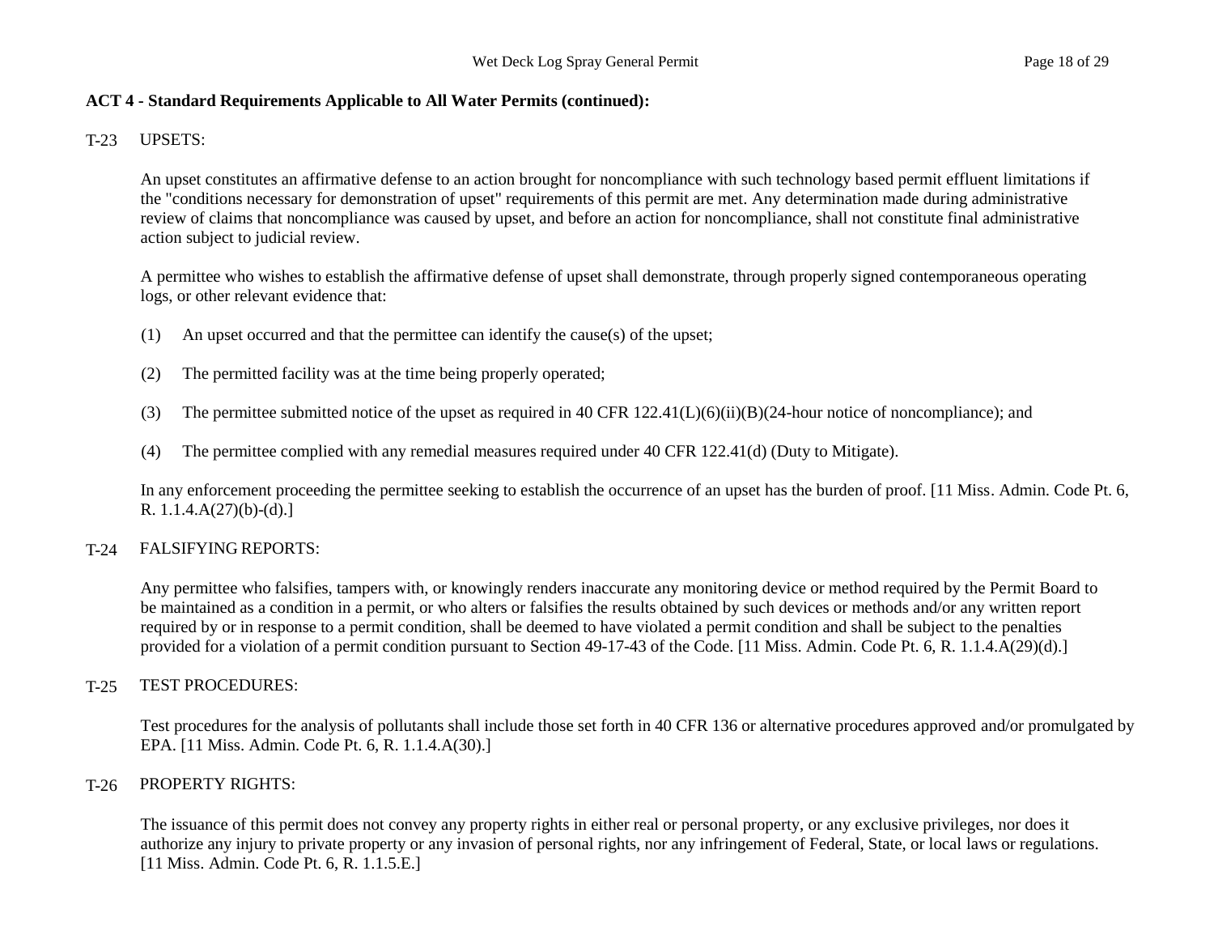**ACT 4 - Standard Requirements Applicable to All Water Permits (continued):**

T-23 UPSETS:

An upset constitutes an affirmative defense to an action brought for noncompliance with such technology based permit effluent limitations if the "conditions necessary for demonstration of upset" requirements of this permit are met. Any determination made during administrative review of claims that noncompliance was caused by upset, and before an action for noncompliance, shall not constitute final administrative action subject to judicial review.

A permittee who wishes to establish the affirmative defense of upset shall demonstrate, through properly signed contemporaneous operating logs, or other relevant evidence that:

(1) An upset occurred and that the permittee can identify the cause(s) of the upset;

(2) The permitted facility was at the time being properly operated;

(3) The permittee submitted notice of the upset as required in 40 CFR 122.41(L)(6)(ii)(B)(24-hour notice of noncompliance); and

(4) The permittee complied with any remedial measures required under 40 CFR 122.41(d) (Duty to Mitigate).

In any enforcement proceeding the permittee seeking to establish the occurrence of an upset has the burden of proof. [11 Miss. Admin. Code Pt. 6, R. 1.1.4.A(27)(b)-(d).]

T-24 FALSIFYING REPORTS:

Any permittee who falsifies, tampers with, or knowingly renders inaccurate any monitoring device or method required by the Permit Board to be maintained as a condition in a permit, or who alters or falsifies the results obtained by such devices or methods and/or any written report required by or in response to a permit condition, shall be deemed to have violated a permit condition and shall be subject to the penalties provided for a violation of a permit condition pursuant to Section 49-17-43 of the Code. [11 Miss. Admin. Code Pt. 6, R. 1.1.4.A(29)(d).]

T-25 TEST PROCEDURES:

Test procedures for the analysis of pollutants shall include those set forth in 40 CFR 136 or alternative procedures approved and/or promulgated by EPA. [11 Miss. Admin. Code Pt. 6, R. 1.1.4.A(30).]

T-26 PROPERTY RIGHTS:

The issuance of this permit does not convey any property rights in either real or personal property, or any exclusive privileges, nor does it authorize any injury to private property or any invasion of personal rights, nor any infringement of Federal, State, or local laws or regulations. [11 Miss. Admin. Code Pt. 6, R. 1.1.5.E.]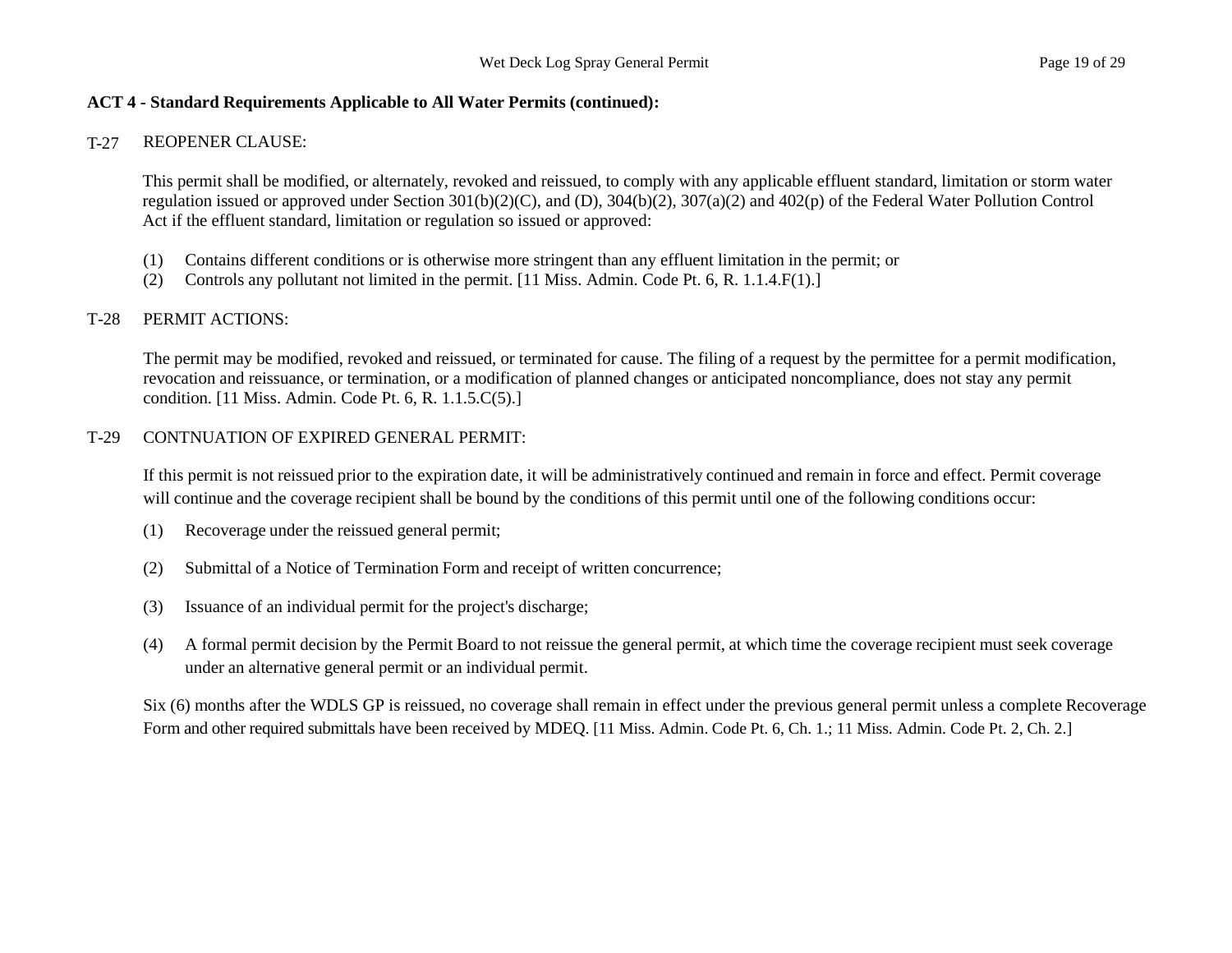**ACT 4 - Standard Requirements Applicable to All Water Permits (continued):**

T-27 REOPENER CLAUSE:

This permit shall be modified, or alternately, revoked and reissued, to comply with any applicable effluent standard, limitation or storm water regulation issued or approved under Section 301(b)(2)(C), and (D), 304(b)(2), 307(a)(2) and 402(p) of the Federal Water Pollution Control Act if the effluent standard, limitation or regulation so issued or approved:

(1) Contains different conditions or is otherwise more stringent than any effluent limitation in the permit; or
(2) Controls any pollutant not limited in the permit. [11 Miss. Admin. Code Pt. 6, R. 1.1.4.F(1).]

T-28 PERMIT ACTIONS:

The permit may be modified, revoked and reissued, or terminated for cause. The filing of a request by the permittee for a permit modification, revocation and reissuance, or termination, or a modification of planned changes or anticipated noncompliance, does not stay any permit condition. [11 Miss. Admin. Code Pt. 6, R. 1.1.5.C(5).]

T-29 CONTNUATION OF EXPIRED GENERAL PERMIT:

If this permit is not reissued prior to the expiration date, it will be administratively continued and remain in force and effect. Permit coverage will continue and the coverage recipient shall be bound by the conditions of this permit until one of the following conditions occur:

(1) Recoverage under the reissued general permit;

(2) Submittal of a Notice of Termination Form and receipt of written concurrence;

(3) Issuance of an individual permit for the project's discharge;

(4) A formal permit decision by the Permit Board to not reissue the general permit, at which time the coverage recipient must seek coverage under an alternative general permit or an individual permit.

Six (6) months after the WDLS GP is reissued, no coverage shall remain in effect under the previous general permit unless a complete Recoverage Form and other required submittals have been received by MDEQ. [11 Miss. Admin. Code Pt. 6, Ch. 1.; 11 Miss. Admin. Code Pt. 2, Ch. 2.]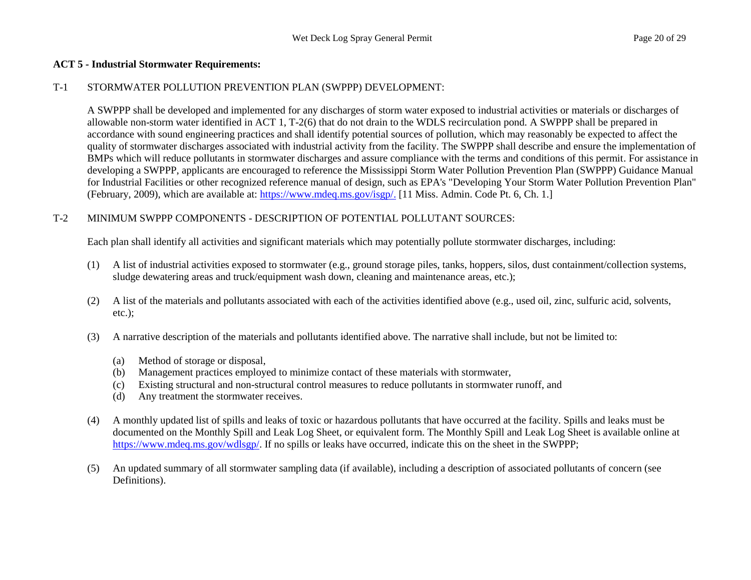**ACT 5 - Industrial Stormwater Requirements:**

T-1 STORMWATER POLLUTION PREVENTION PLAN (SWPPP) DEVELOPMENT:

A SWPPP shall be developed and implemented for any discharges of storm water exposed to industrial activities or materials or discharges of allowable non-storm water identified in ACT 1, T-2(6) that do not drain to the WDLS recirculation pond. A SWPPP shall be prepared in accordance with sound engineering practices and shall identify potential sources of pollution, which may reasonably be expected to affect the quality of stormwater discharges associated with industrial activity from the facility. The SWPPP shall describe and ensure the implementation of BMPs which will reduce pollutants in stormwater discharges and assure compliance with the terms and conditions of this permit. For assistance in developing a SWPPP, applicants are encouraged to reference the Mississippi Storm Water Pollution Prevention Plan (SWPPP) Guidance Manual for Industrial Facilities or other recognized reference manual of design, such as EPA's "Developing Your Storm Water Pollution Prevention Plan" (February, 2009), which are available at: https://www.mdeq.ms.gov/isgp/. [11 Miss. Admin. Code Pt. 6, Ch. 1.]

T-2 MINIMUM SWPPP COMPONENTS - DESCRIPTION OF POTENTIAL POLLUTANT SOURCES:

Each plan shall identify all activities and significant materials which may potentially pollute stormwater discharges, including:

(1) A list of industrial activities exposed to stormwater (e.g., ground storage piles, tanks, hoppers, silos, dust containment/collection systems, sludge dewatering areas and truck/equipment wash down, cleaning and maintenance areas, etc.);

(2) A list of the materials and pollutants associated with each of the activities identified above (e.g., used oil, zinc, sulfuric acid, solvents, etc.);

(3) A narrative description of the materials and pollutants identified above. The narrative shall include, but not be limited to:

(a) Method of storage or disposal,
(b) Management practices employed to minimize contact of these materials with stormwater,
(c) Existing structural and non-structural control measures to reduce pollutants in stormwater runoff, and
(d) Any treatment the stormwater receives.

(4) A monthly updated list of spills and leaks of toxic or hazardous pollutants that have occurred at the facility. Spills and leaks must be documented on the Monthly Spill and Leak Log Sheet, or equivalent form. The Monthly Spill and Leak Log Sheet is available online at https://www.mdeq.ms.gov/wdlsgp/. If no spills or leaks have occurred, indicate this on the sheet in the SWPPP;

(5) An updated summary of all stormwater sampling data (if available), including a description of associated pollutants of concern (see Definitions).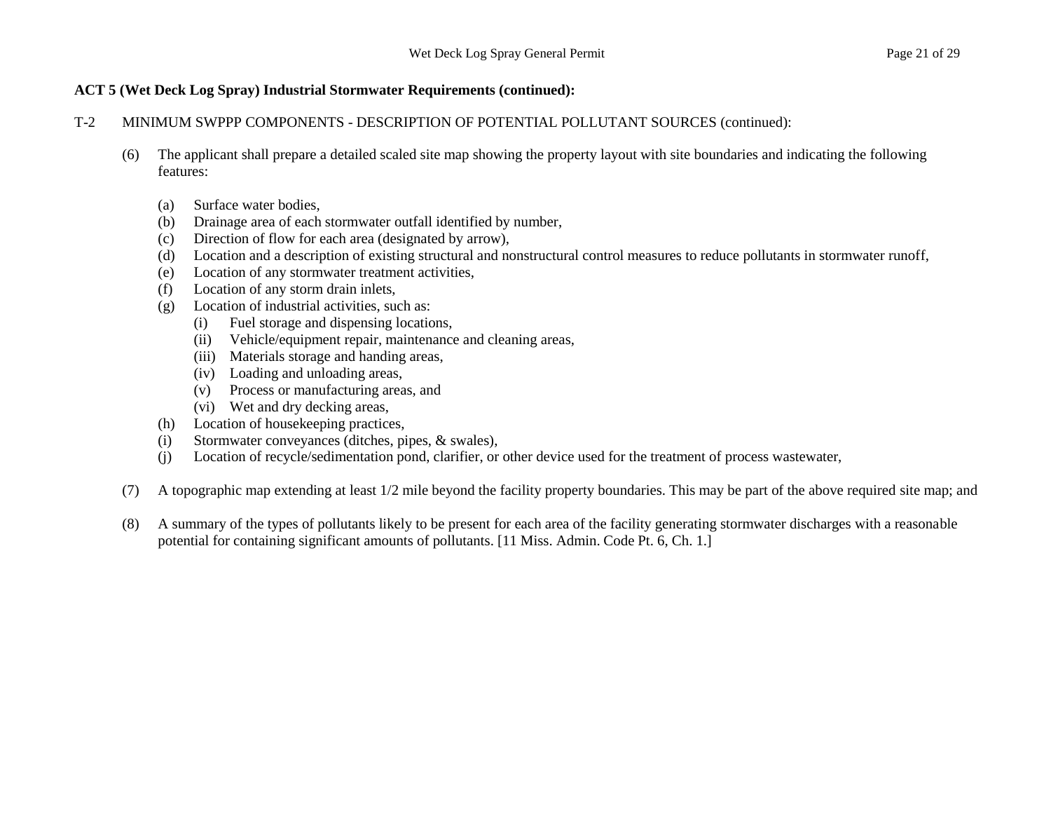**ACT 5 (Wet Deck Log Spray) Industrial Stormwater Requirements (continued):**

T-2 MINIMUM SWPPP COMPONENTS - DESCRIPTION OF POTENTIAL POLLUTANT SOURCES (continued):

(6) The applicant shall prepare a detailed scaled site map showing the property layout with site boundaries and indicating the following features:

- (a) Surface water bodies,
- (b) Drainage area of each stormwater outfall identified by number,
- (c) Direction of flow for each area (designated by arrow),
- (d) Location and a description of existing structural and nonstructural control measures to reduce pollutants in stormwater runoff,
- (e) Location of any stormwater treatment activities,
- (f) Location of any storm drain inlets,
- (g) Location of industrial activities, such as:
  - (i) Fuel storage and dispensing locations,
  - (ii) Vehicle/equipment repair, maintenance and cleaning areas,
  - (iii) Materials storage and handing areas,
  - (iv) Loading and unloading areas,
  - (v) Process or manufacturing areas, and
  - (vi) Wet and dry decking areas,
- (h) Location of housekeeping practices,
- (i) Stormwater conveyances (ditches, pipes, & swales),
- (j) Location of recycle/sedimentation pond, clarifier, or other device used for the treatment of process wastewater,

(7) A topographic map extending at least 1/2 mile beyond the facility property boundaries. This may be part of the above required site map; and

(8) A summary of the types of pollutants likely to be present for each area of the facility generating stormwater discharges with a reasonable potential for containing significant amounts of pollutants. [11 Miss. Admin. Code Pt. 6, Ch. 1.]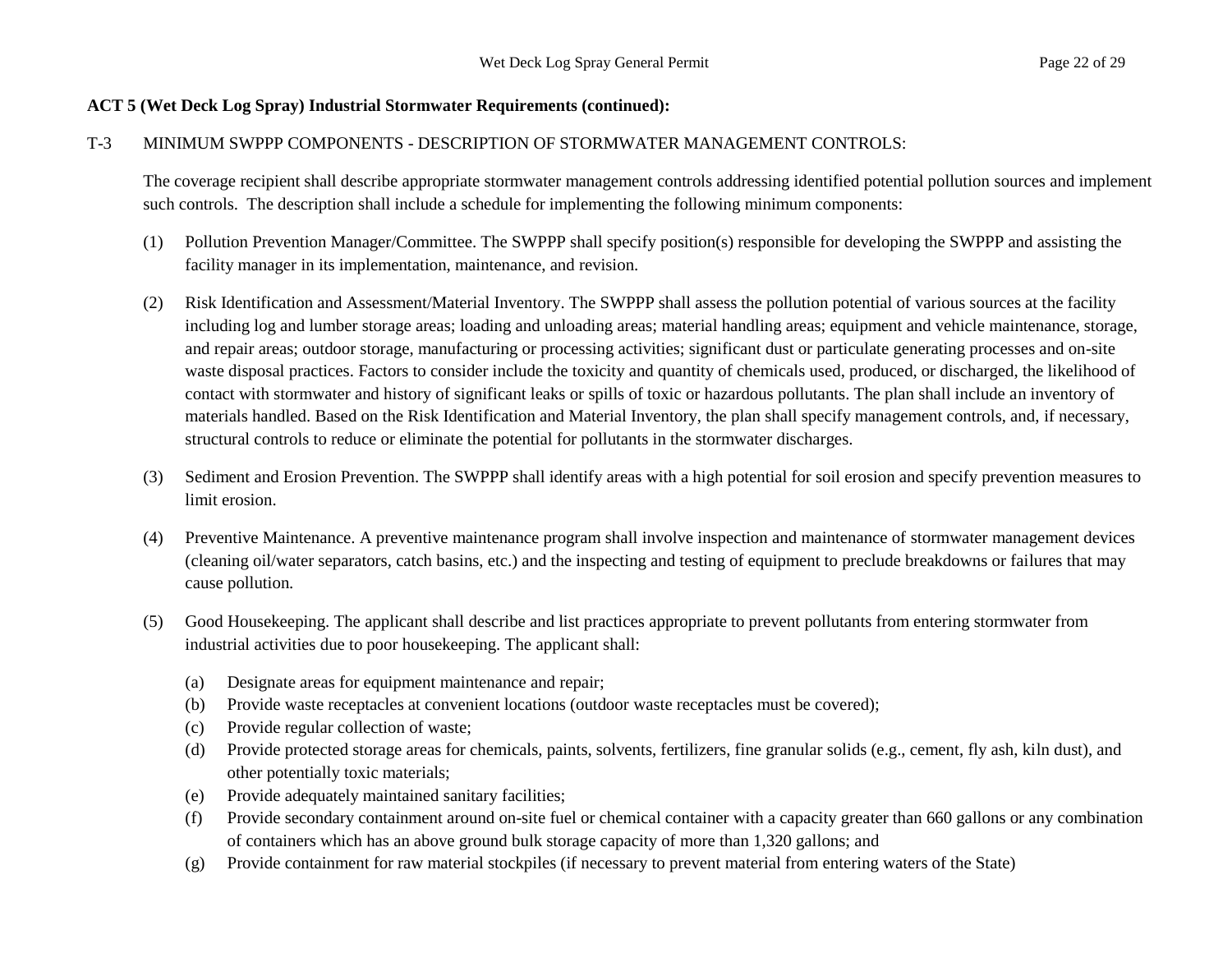**ACT 5 (Wet Deck Log Spray) Industrial Stormwater Requirements (continued):**

T-3 MINIMUM SWPPP COMPONENTS - DESCRIPTION OF STORMWATER MANAGEMENT CONTROLS:

The coverage recipient shall describe appropriate stormwater management controls addressing identified potential pollution sources and implement such controls. The description shall include a schedule for implementing the following minimum components:

(1) Pollution Prevention Manager/Committee. The SWPPP shall specify position(s) responsible for developing the SWPPP and assisting the facility manager in its implementation, maintenance, and revision.

(2) Risk Identification and Assessment/Material Inventory. The SWPPP shall assess the pollution potential of various sources at the facility including log and lumber storage areas; loading and unloading areas; material handling areas; equipment and vehicle maintenance, storage, and repair areas; outdoor storage, manufacturing or processing activities; significant dust or particulate generating processes and on-site waste disposal practices. Factors to consider include the toxicity and quantity of chemicals used, produced, or discharged, the likelihood of contact with stormwater and history of significant leaks or spills of toxic or hazardous pollutants. The plan shall include an inventory of materials handled. Based on the Risk Identification and Material Inventory, the plan shall specify management controls, and, if necessary, structural controls to reduce or eliminate the potential for pollutants in the stormwater discharges.

(3) Sediment and Erosion Prevention. The SWPPP shall identify areas with a high potential for soil erosion and specify prevention measures to limit erosion.

(4) Preventive Maintenance. A preventive maintenance program shall involve inspection and maintenance of stormwater management devices (cleaning oil/water separators, catch basins, etc.) and the inspecting and testing of equipment to preclude breakdowns or failures that may cause pollution.

(5) Good Housekeeping. The applicant shall describe and list practices appropriate to prevent pollutants from entering stormwater from industrial activities due to poor housekeeping. The applicant shall:

(a) Designate areas for equipment maintenance and repair;
(b) Provide waste receptacles at convenient locations (outdoor waste receptacles must be covered);
(c) Provide regular collection of waste;
(d) Provide protected storage areas for chemicals, paints, solvents, fertilizers, fine granular solids (e.g., cement, fly ash, kiln dust), and other potentially toxic materials;
(e) Provide adequately maintained sanitary facilities;
(f) Provide secondary containment around on-site fuel or chemical container with a capacity greater than 660 gallons or any combination of containers which has an above ground bulk storage capacity of more than 1,320 gallons; and
(g) Provide containment for raw material stockpiles (if necessary to prevent material from entering waters of the State)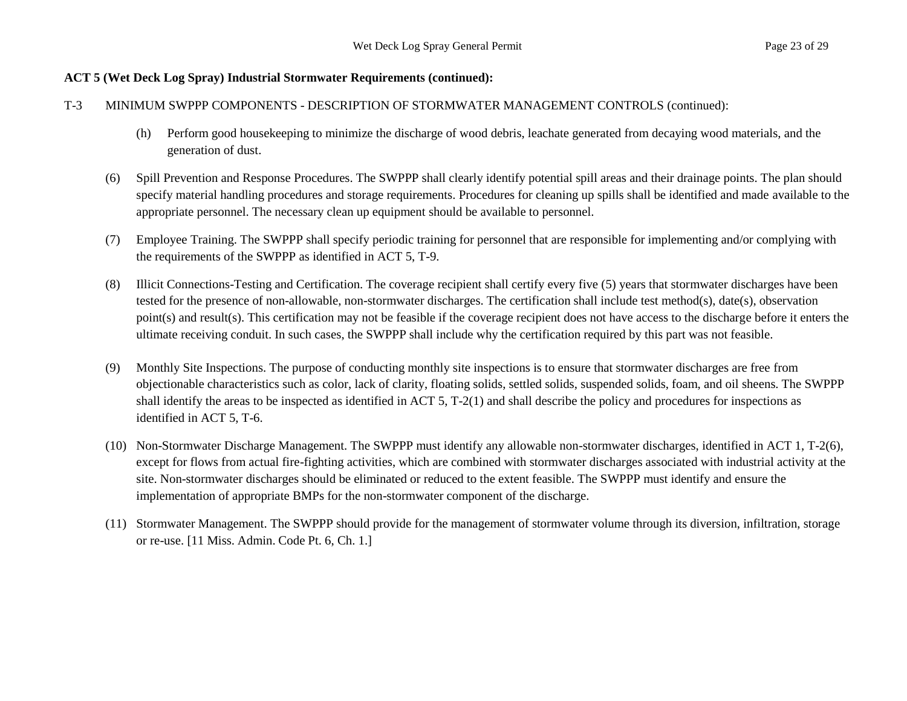**ACT 5 (Wet Deck Log Spray) Industrial Stormwater Requirements (continued):**

T-3 MINIMUM SWPPP COMPONENTS - DESCRIPTION OF STORMWATER MANAGEMENT CONTROLS (continued):

(h) Perform good housekeeping to minimize the discharge of wood debris, leachate generated from decaying wood materials, and the generation of dust.

(6) Spill Prevention and Response Procedures. The SWPPP shall clearly identify potential spill areas and their drainage points. The plan should specify material handling procedures and storage requirements. Procedures for cleaning up spills shall be identified and made available to the appropriate personnel. The necessary clean up equipment should be available to personnel.

(7) Employee Training. The SWPPP shall specify periodic training for personnel that are responsible for implementing and/or complying with the requirements of the SWPPP as identified in ACT 5, T-9.

(8) Illicit Connections-Testing and Certification. The coverage recipient shall certify every five (5) years that stormwater discharges have been tested for the presence of non-allowable, non-stormwater discharges. The certification shall include test method(s), date(s), observation point(s) and result(s). This certification may not be feasible if the coverage recipient does not have access to the discharge before it enters the ultimate receiving conduit. In such cases, the SWPPP shall include why the certification required by this part was not feasible.

(9) Monthly Site Inspections. The purpose of conducting monthly site inspections is to ensure that stormwater discharges are free from objectionable characteristics such as color, lack of clarity, floating solids, settled solids, suspended solids, foam, and oil sheens. The SWPPP shall identify the areas to be inspected as identified in ACT 5, T-2(1) and shall describe the policy and procedures for inspections as identified in ACT 5, T-6.

(10) Non-Stormwater Discharge Management. The SWPPP must identify any allowable non-stormwater discharges, identified in ACT 1, T-2(6), except for flows from actual fire-fighting activities, which are combined with stormwater discharges associated with industrial activity at the site. Non-stormwater discharges should be eliminated or reduced to the extent feasible. The SWPPP must identify and ensure the implementation of appropriate BMPs for the non-stormwater component of the discharge.

(11) Stormwater Management. The SWPPP should provide for the management of stormwater volume through its diversion, infiltration, storage or re-use. [11 Miss. Admin. Code Pt. 6, Ch. 1.]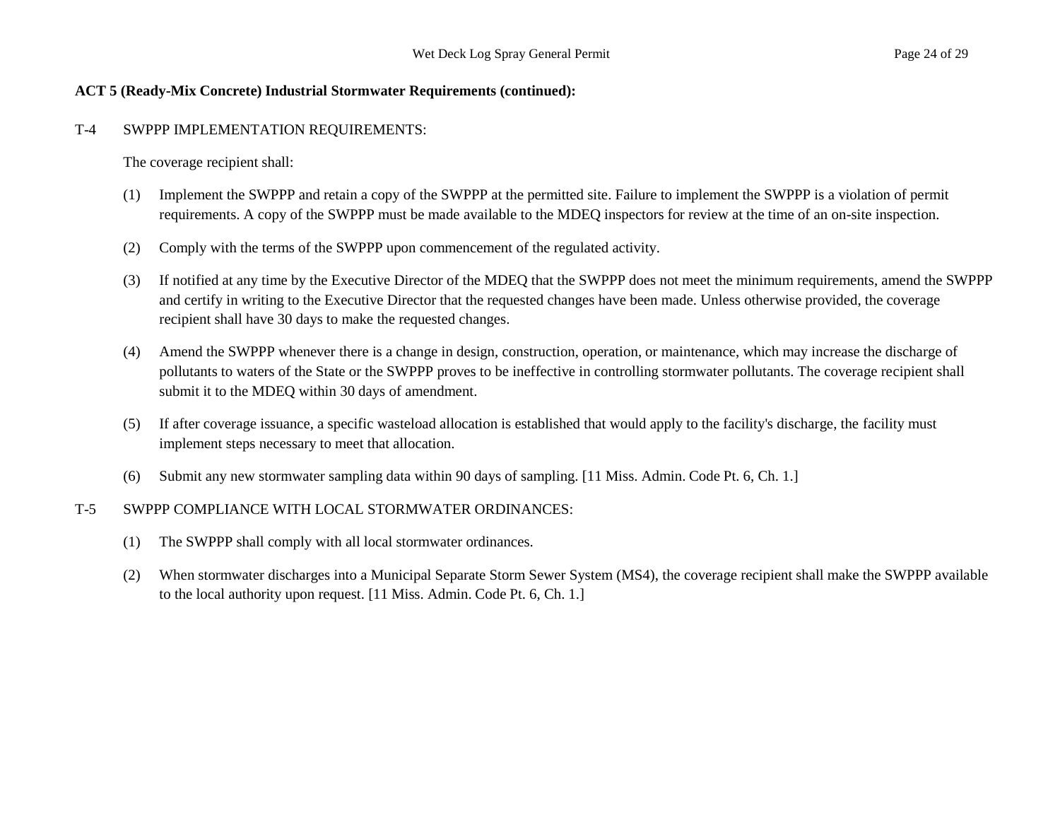**ACT 5 (Ready-Mix Concrete) Industrial Stormwater Requirements (continued):**

T-4 SWPPP IMPLEMENTATION REQUIREMENTS:

The coverage recipient shall:

(1) Implement the SWPPP and retain a copy of the SWPPP at the permitted site. Failure to implement the SWPPP is a violation of permit requirements. A copy of the SWPPP must be made available to the MDEQ inspectors for review at the time of an on-site inspection.

(2) Comply with the terms of the SWPPP upon commencement of the regulated activity.

(3) If notified at any time by the Executive Director of the MDEQ that the SWPPP does not meet the minimum requirements, amend the SWPPP and certify in writing to the Executive Director that the requested changes have been made. Unless otherwise provided, the coverage recipient shall have 30 days to make the requested changes.

(4) Amend the SWPPP whenever there is a change in design, construction, operation, or maintenance, which may increase the discharge of pollutants to waters of the State or the SWPPP proves to be ineffective in controlling stormwater pollutants. The coverage recipient shall submit it to the MDEQ within 30 days of amendment.

(5) If after coverage issuance, a specific wasteload allocation is established that would apply to the facility's discharge, the facility must implement steps necessary to meet that allocation.

(6) Submit any new stormwater sampling data within 90 days of sampling. [11 Miss. Admin. Code Pt. 6, Ch. 1.]

T-5 SWPPP COMPLIANCE WITH LOCAL STORMWATER ORDINANCES:

(1) The SWPPP shall comply with all local stormwater ordinances.

(2) When stormwater discharges into a Municipal Separate Storm Sewer System (MS4), the coverage recipient shall make the SWPPP available to the local authority upon request. [11 Miss. Admin. Code Pt. 6, Ch. 1.]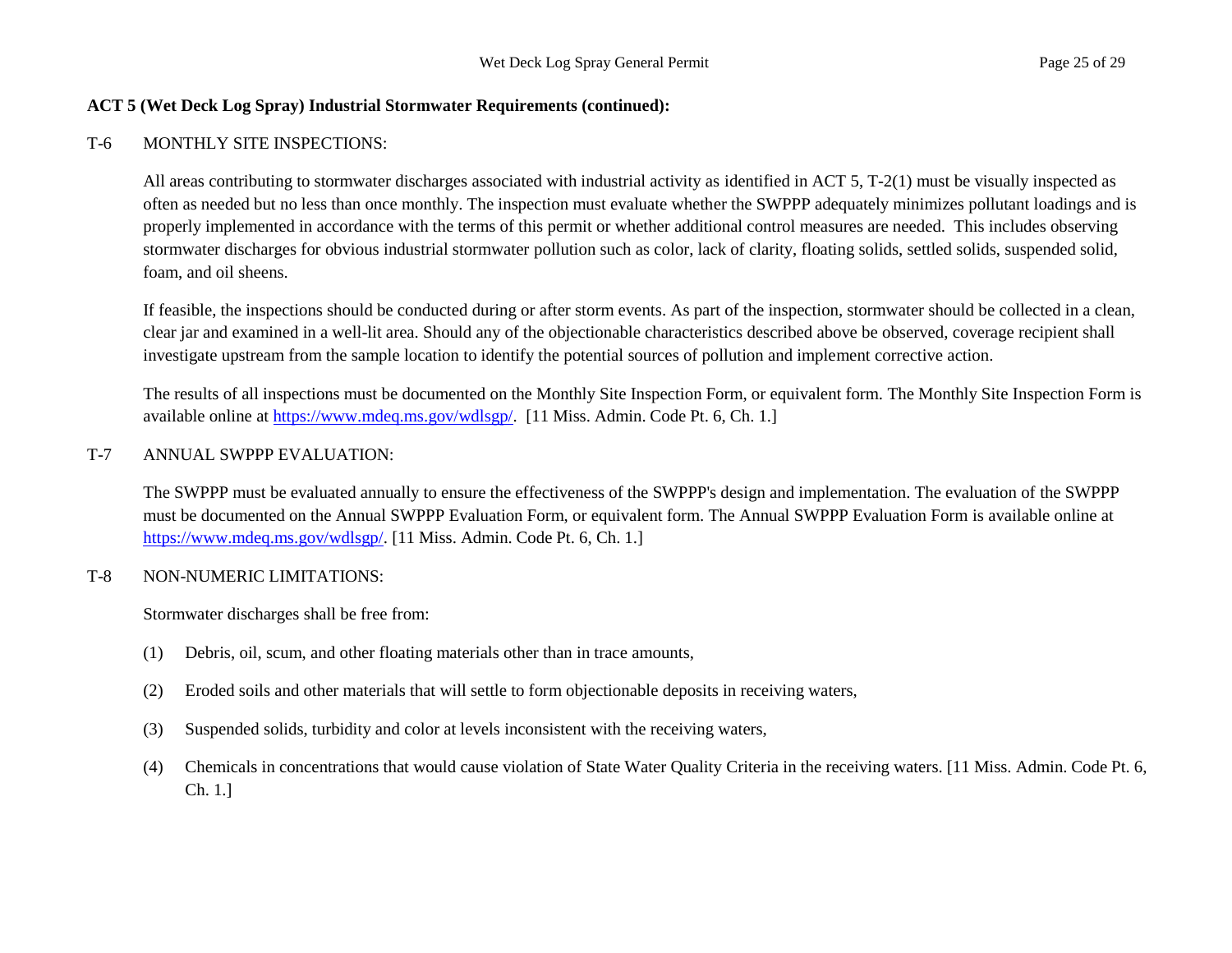**ACT 5 (Wet Deck Log Spray) Industrial Stormwater Requirements (continued):**

T-6 MONTHLY SITE INSPECTIONS:

All areas contributing to stormwater discharges associated with industrial activity as identified in ACT 5, T-2(1) must be visually inspected as often as needed but no less than once monthly. The inspection must evaluate whether the SWPPP adequately minimizes pollutant loadings and is properly implemented in accordance with the terms of this permit or whether additional control measures are needed. This includes observing stormwater discharges for obvious industrial stormwater pollution such as color, lack of clarity, floating solids, settled solids, suspended solid, foam, and oil sheens.

If feasible, the inspections should be conducted during or after storm events. As part of the inspection, stormwater should be collected in a clean, clear jar and examined in a well-lit area. Should any of the objectionable characteristics described above be observed, coverage recipient shall investigate upstream from the sample location to identify the potential sources of pollution and implement corrective action.

The results of all inspections must be documented on the Monthly Site Inspection Form, or equivalent form. The Monthly Site Inspection Form is available online at https://www.mdeq.ms.gov/wdlsgp/. [11 Miss. Admin. Code Pt. 6, Ch. 1.]

T-7 ANNUAL SWPPP EVALUATION:

The SWPPP must be evaluated annually to ensure the effectiveness of the SWPPP's design and implementation. The evaluation of the SWPPP must be documented on the Annual SWPPP Evaluation Form, or equivalent form. The Annual SWPPP Evaluation Form is available online at https://www.mdeq.ms.gov/wdlsgp/. [11 Miss. Admin. Code Pt. 6, Ch. 1.]

T-8 NON-NUMERIC LIMITATIONS:

Stormwater discharges shall be free from:

(1) Debris, oil, scum, and other floating materials other than in trace amounts,

(2) Eroded soils and other materials that will settle to form objectionable deposits in receiving waters,

(3) Suspended solids, turbidity and color at levels inconsistent with the receiving waters,

(4) Chemicals in concentrations that would cause violation of State Water Quality Criteria in the receiving waters. [11 Miss. Admin. Code Pt. 6, Ch. 1.]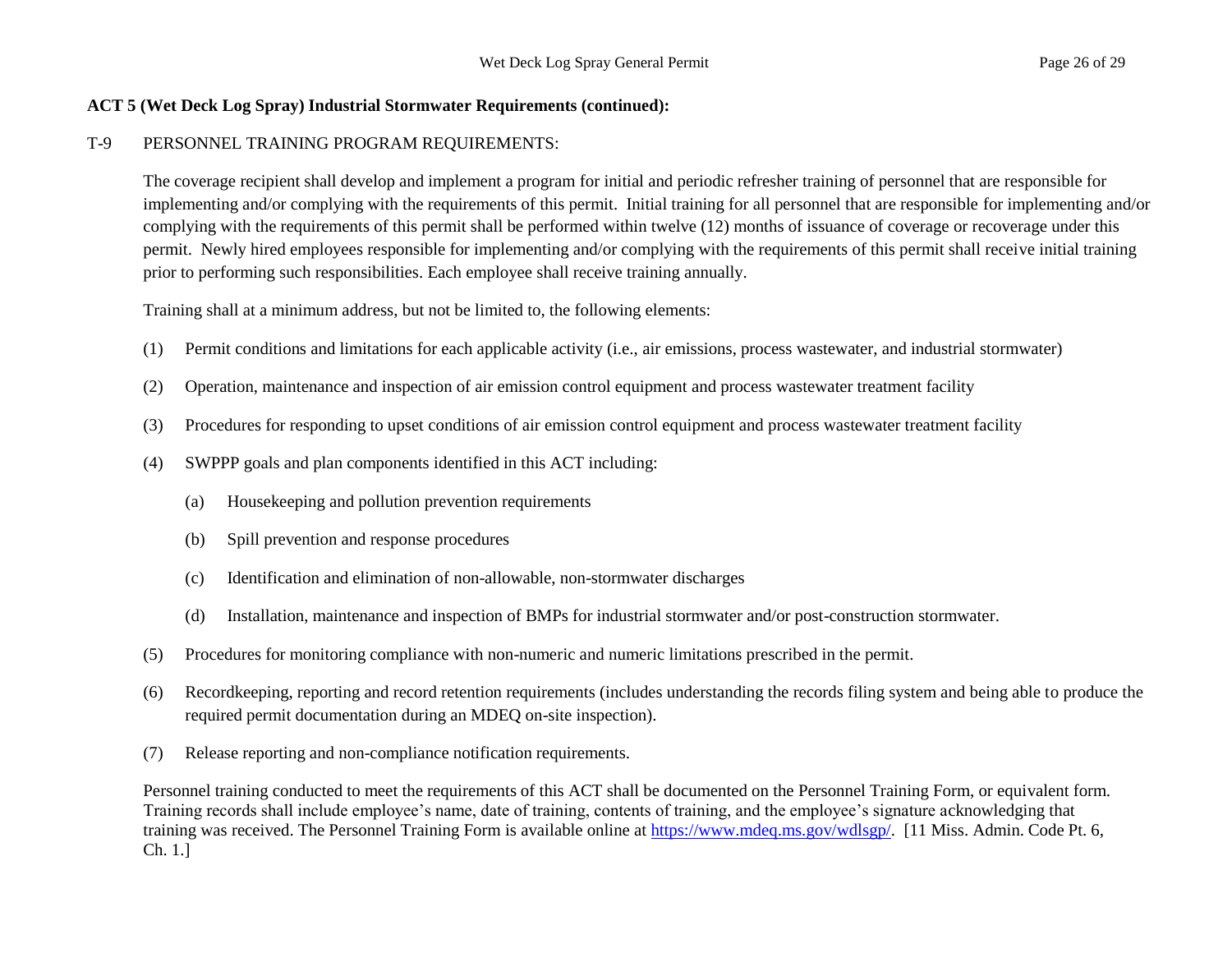**ACT 5 (Wet Deck Log Spray) Industrial Stormwater Requirements (continued):**

T-9 PERSONNEL TRAINING PROGRAM REQUIREMENTS:

The coverage recipient shall develop and implement a program for initial and periodic refresher training of personnel that are responsible for implementing and/or complying with the requirements of this permit. Initial training for all personnel that are responsible for implementing and/or complying with the requirements of this permit shall be performed within twelve (12) months of issuance of coverage or recoverage under this permit. Newly hired employees responsible for implementing and/or complying with the requirements of this permit shall receive initial training prior to performing such responsibilities. Each employee shall receive training annually.

Training shall at a minimum address, but not be limited to, the following elements:

(1) Permit conditions and limitations for each applicable activity (i.e., air emissions, process wastewater, and industrial stormwater)

(2) Operation, maintenance and inspection of air emission control equipment and process wastewater treatment facility

(3) Procedures for responding to upset conditions of air emission control equipment and process wastewater treatment facility

(4) SWPPP goals and plan components identified in this ACT including:

  (a) Housekeeping and pollution prevention requirements

  (b) Spill prevention and response procedures

  (c) Identification and elimination of non-allowable, non-stormwater discharges

  (d) Installation, maintenance and inspection of BMPs for industrial stormwater and/or post-construction stormwater.

(5) Procedures for monitoring compliance with non-numeric and numeric limitations prescribed in the permit.

(6) Recordkeeping, reporting and record retention requirements (includes understanding the records filing system and being able to produce the required permit documentation during an MDEQ on-site inspection).

(7) Release reporting and non-compliance notification requirements.

Personnel training conducted to meet the requirements of this ACT shall be documented on the Personnel Training Form, or equivalent form. Training records shall include employee's name, date of training, contents of training, and the employee's signature acknowledging that training was received. The Personnel Training Form is available online at https://www.mdeq.ms.gov/wdlsgp/. [11 Miss. Admin. Code Pt. 6, Ch. 1.]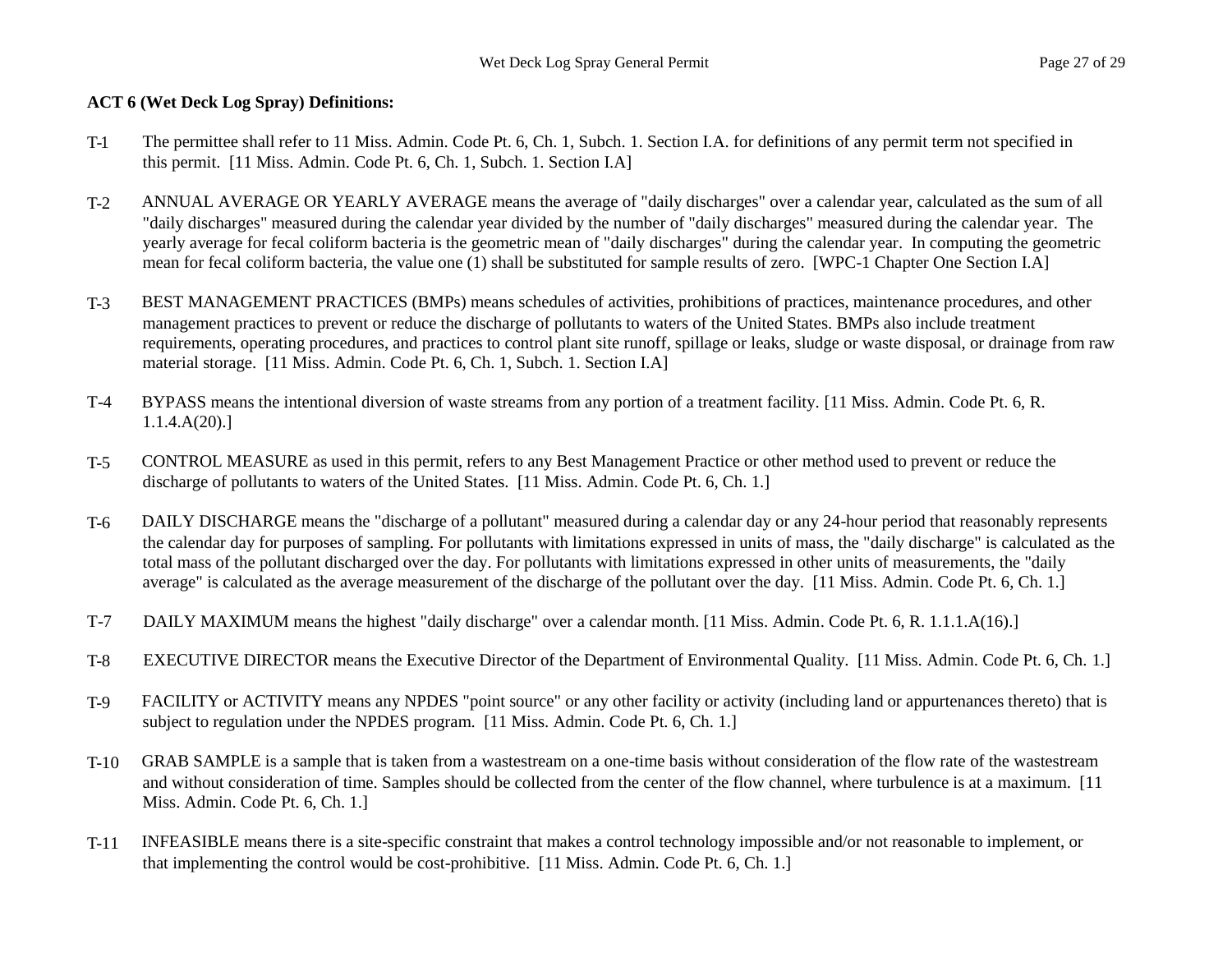**ACT 6 (Wet Deck Log Spray) Definitions:**

T-1 The permittee shall refer to 11 Miss. Admin. Code Pt. 6, Ch. 1, Subch. 1. Section I.A. for definitions of any permit term not specified in this permit. [11 Miss. Admin. Code Pt. 6, Ch. 1, Subch. 1. Section I.A]

T-2 ANNUAL AVERAGE OR YEARLY AVERAGE means the average of "daily discharges" over a calendar year, calculated as the sum of all "daily discharges" measured during the calendar year divided by the number of "daily discharges" measured during the calendar year. The yearly average for fecal coliform bacteria is the geometric mean of "daily discharges" during the calendar year. In computing the geometric mean for fecal coliform bacteria, the value one (1) shall be substituted for sample results of zero. [WPC-1 Chapter One Section I.A]

T-3 BEST MANAGEMENT PRACTICES (BMPs) means schedules of activities, prohibitions of practices, maintenance procedures, and other management practices to prevent or reduce the discharge of pollutants to waters of the United States. BMPs also include treatment requirements, operating procedures, and practices to control plant site runoff, spillage or leaks, sludge or waste disposal, or drainage from raw material storage. [11 Miss. Admin. Code Pt. 6, Ch. 1, Subch. 1. Section I.A]

T-4 BYPASS means the intentional diversion of waste streams from any portion of a treatment facility. [11 Miss. Admin. Code Pt. 6, R. 1.1.4.A(20).]

T-5 CONTROL MEASURE as used in this permit, refers to any Best Management Practice or other method used to prevent or reduce the discharge of pollutants to waters of the United States. [11 Miss. Admin. Code Pt. 6, Ch. 1.]

T-6 DAILY DISCHARGE means the "discharge of a pollutant" measured during a calendar day or any 24-hour period that reasonably represents the calendar day for purposes of sampling. For pollutants with limitations expressed in units of mass, the "daily discharge" is calculated as the total mass of the pollutant discharged over the day. For pollutants with limitations expressed in other units of measurements, the "daily average" is calculated as the average measurement of the discharge of the pollutant over the day. [11 Miss. Admin. Code Pt. 6, Ch. 1.]

T-7 DAILY MAXIMUM means the highest "daily discharge" over a calendar month. [11 Miss. Admin. Code Pt. 6, R. 1.1.1.A(16).]

T-8 EXECUTIVE DIRECTOR means the Executive Director of the Department of Environmental Quality. [11 Miss. Admin. Code Pt. 6, Ch. 1.]

T-9 FACILITY or ACTIVITY means any NPDES "point source" or any other facility or activity (including land or appurtenances thereto) that is subject to regulation under the NPDES program. [11 Miss. Admin. Code Pt. 6, Ch. 1.]

T-10 GRAB SAMPLE is a sample that is taken from a wastestream on a one-time basis without consideration of the flow rate of the wastestream and without consideration of time. Samples should be collected from the center of the flow channel, where turbulence is at a maximum. [11 Miss. Admin. Code Pt. 6, Ch. 1.]

T-11 INFEASIBLE means there is a site-specific constraint that makes a control technology impossible and/or not reasonable to implement, or that implementing the control would be cost-prohibitive. [11 Miss. Admin. Code Pt. 6, Ch. 1.]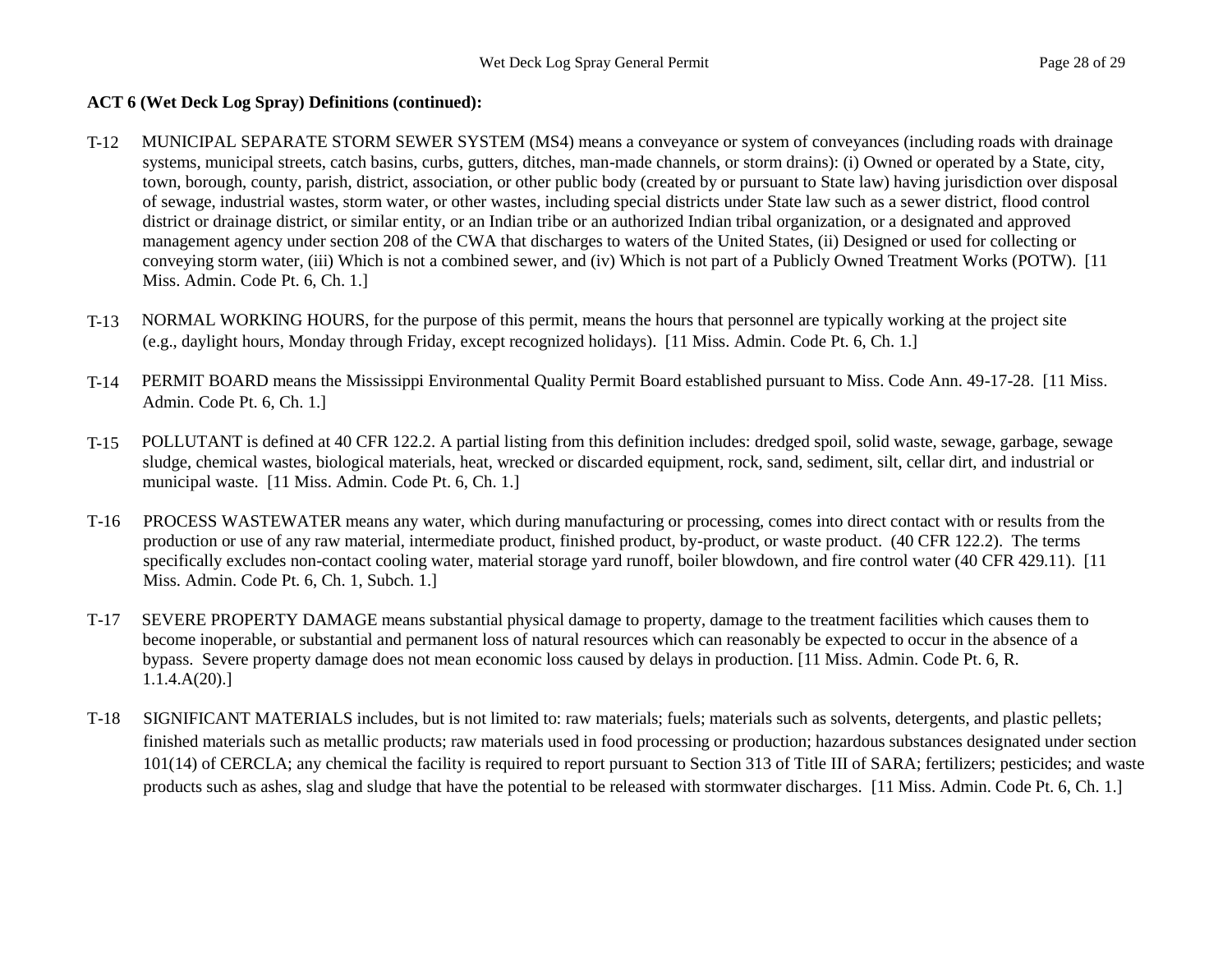**ACT 6 (Wet Deck Log Spray) Definitions (continued):**

T-12 MUNICIPAL SEPARATE STORM SEWER SYSTEM (MS4) means a conveyance or system of conveyances (including roads with drainage systems, municipal streets, catch basins, curbs, gutters, ditches, man-made channels, or storm drains): (i) Owned or operated by a State, city, town, borough, county, parish, district, association, or other public body (created by or pursuant to State law) having jurisdiction over disposal of sewage, industrial wastes, storm water, or other wastes, including special districts under State law such as a sewer district, flood control district or drainage district, or similar entity, or an Indian tribe or an authorized Indian tribal organization, or a designated and approved management agency under section 208 of the CWA that discharges to waters of the United States, (ii) Designed or used for collecting or conveying storm water, (iii) Which is not a combined sewer, and (iv) Which is not part of a Publicly Owned Treatment Works (POTW). [11 Miss. Admin. Code Pt. 6, Ch. 1.]

T-13 NORMAL WORKING HOURS, for the purpose of this permit, means the hours that personnel are typically working at the project site (e.g., daylight hours, Monday through Friday, except recognized holidays). [11 Miss. Admin. Code Pt. 6, Ch. 1.]

T-14 PERMIT BOARD means the Mississippi Environmental Quality Permit Board established pursuant to Miss. Code Ann. 49-17-28. [11 Miss. Admin. Code Pt. 6, Ch. 1.]

T-15 POLLUTANT is defined at 40 CFR 122.2. A partial listing from this definition includes: dredged spoil, solid waste, sewage, garbage, sewage sludge, chemical wastes, biological materials, heat, wrecked or discarded equipment, rock, sand, sediment, silt, cellar dirt, and industrial or municipal waste. [11 Miss. Admin. Code Pt. 6, Ch. 1.]

T-16 PROCESS WASTEWATER means any water, which during manufacturing or processing, comes into direct contact with or results from the production or use of any raw material, intermediate product, finished product, by-product, or waste product. (40 CFR 122.2). The terms specifically excludes non-contact cooling water, material storage yard runoff, boiler blowdown, and fire control water (40 CFR 429.11). [11 Miss. Admin. Code Pt. 6, Ch. 1, Subch. 1.]

T-17 SEVERE PROPERTY DAMAGE means substantial physical damage to property, damage to the treatment facilities which causes them to become inoperable, or substantial and permanent loss of natural resources which can reasonably be expected to occur in the absence of a bypass. Severe property damage does not mean economic loss caused by delays in production. [11 Miss. Admin. Code Pt. 6, R. 1.1.4.A(20).]

T-18 SIGNIFICANT MATERIALS includes, but is not limited to: raw materials; fuels; materials such as solvents, detergents, and plastic pellets; finished materials such as metallic products; raw materials used in food processing or production; hazardous substances designated under section 101(14) of CERCLA; any chemical the facility is required to report pursuant to Section 313 of Title III of SARA; fertilizers; pesticides; and waste products such as ashes, slag and sludge that have the potential to be released with stormwater discharges. [11 Miss. Admin. Code Pt. 6, Ch. 1.]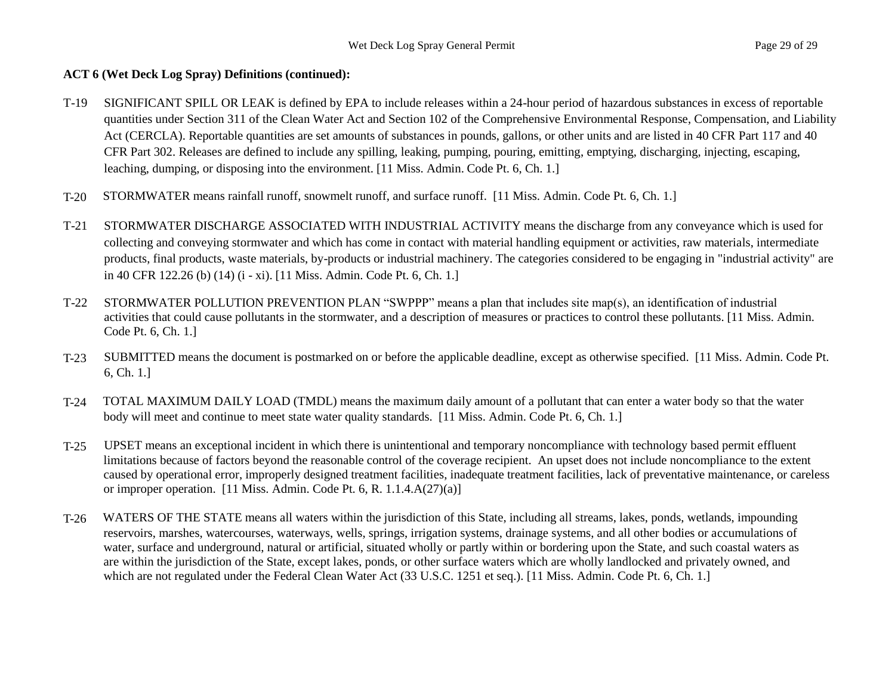**ACT 6 (Wet Deck Log Spray) Definitions (continued):**

T-19 SIGNIFICANT SPILL OR LEAK is defined by EPA to include releases within a 24-hour period of hazardous substances in excess of reportable quantities under Section 311 of the Clean Water Act and Section 102 of the Comprehensive Environmental Response, Compensation, and Liability Act (CERCLA). Reportable quantities are set amounts of substances in pounds, gallons, or other units and are listed in 40 CFR Part 117 and 40 CFR Part 302. Releases are defined to include any spilling, leaking, pumping, pouring, emitting, emptying, discharging, injecting, escaping, leaching, dumping, or disposing into the environment. [11 Miss. Admin. Code Pt. 6, Ch. 1.]

T-20 STORMWATER means rainfall runoff, snowmelt runoff, and surface runoff. [11 Miss. Admin. Code Pt. 6, Ch. 1.]

T-21 STORMWATER DISCHARGE ASSOCIATED WITH INDUSTRIAL ACTIVITY means the discharge from any conveyance which is used for collecting and conveying stormwater and which has come in contact with material handling equipment or activities, raw materials, intermediate products, final products, waste materials, by-products or industrial machinery. The categories considered to be engaging in "industrial activity" are in 40 CFR 122.26 (b) (14) (i - xi). [11 Miss. Admin. Code Pt. 6, Ch. 1.]

T-22 STORMWATER POLLUTION PREVENTION PLAN "SWPPP" means a plan that includes site map(s), an identification of industrial activities that could cause pollutants in the stormwater, and a description of measures or practices to control these pollutants. [11 Miss. Admin. Code Pt. 6, Ch. 1.]

T-23 SUBMITTED means the document is postmarked on or before the applicable deadline, except as otherwise specified. [11 Miss. Admin. Code Pt. 6, Ch. 1.]

T-24 TOTAL MAXIMUM DAILY LOAD (TMDL) means the maximum daily amount of a pollutant that can enter a water body so that the water body will meet and continue to meet state water quality standards. [11 Miss. Admin. Code Pt. 6, Ch. 1.]

T-25 UPSET means an exceptional incident in which there is unintentional and temporary noncompliance with technology based permit effluent limitations because of factors beyond the reasonable control of the coverage recipient. An upset does not include noncompliance to the extent caused by operational error, improperly designed treatment facilities, inadequate treatment facilities, lack of preventative maintenance, or careless or improper operation. [11 Miss. Admin. Code Pt. 6, R. 1.1.4.A(27)(a)]

T-26 WATERS OF THE STATE means all waters within the jurisdiction of this State, including all streams, lakes, ponds, wetlands, impounding reservoirs, marshes, watercourses, waterways, wells, springs, irrigation systems, drainage systems, and all other bodies or accumulations of water, surface and underground, natural or artificial, situated wholly or partly within or bordering upon the State, and such coastal waters as are within the jurisdiction of the State, except lakes, ponds, or other surface waters which are wholly landlocked and privately owned, and which are not regulated under the Federal Clean Water Act (33 U.S.C. 1251 et seq.). [11 Miss. Admin. Code Pt. 6, Ch. 1.]